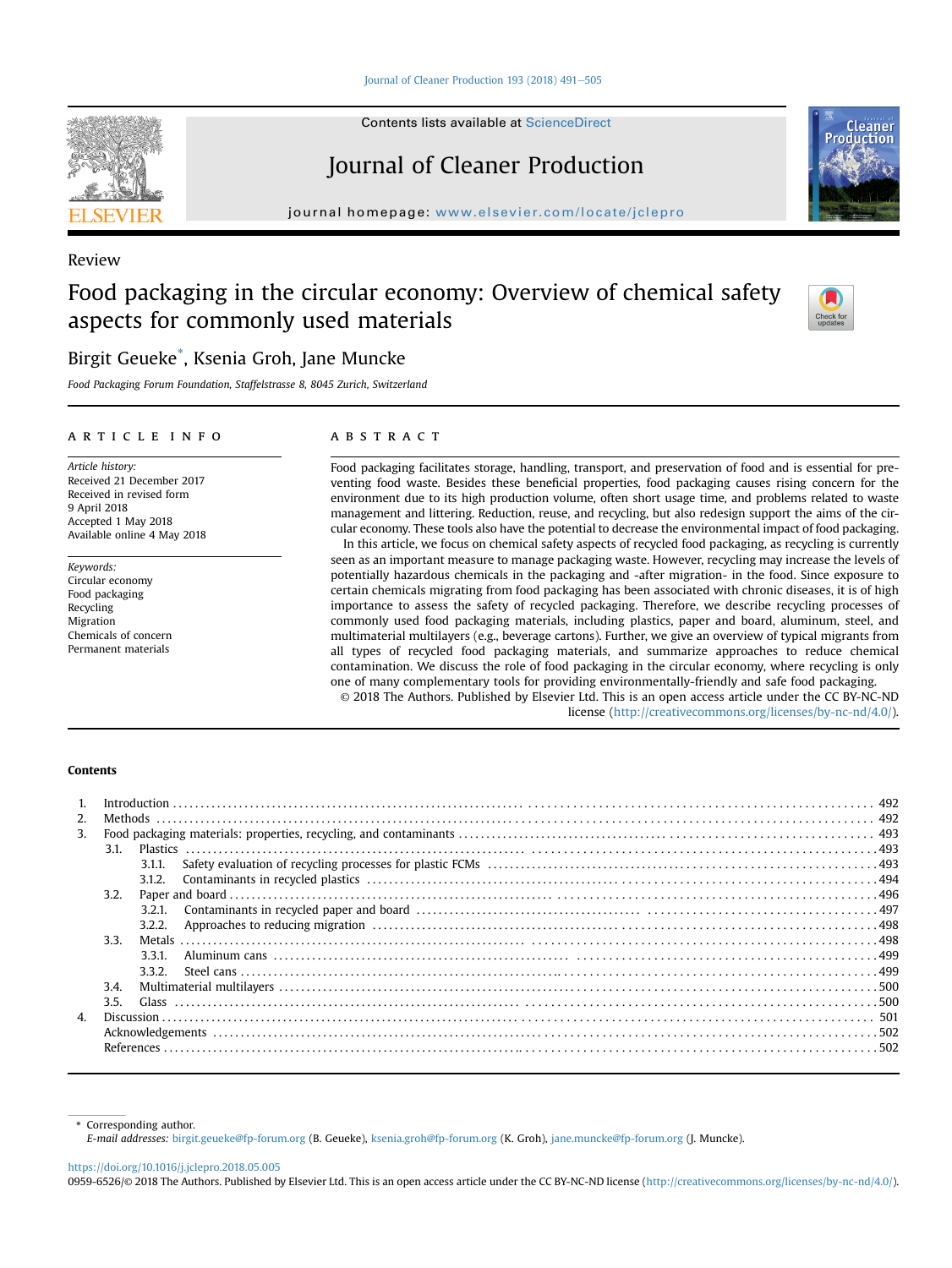Contents lists available at ScienceDirect

Journal of Cleaner Production

journal homepage: www.elsevier.com/locate/jclepro

Review

# Food packaging in the circular economy: Overview of chemical safety aspects for commonly used materials

Birgit Geueke*, Ksenia Groh, Jane Muncke

*Food Packaging Forum Foundation, Staffelstrasse 8, 8045 Zurich, Switzerland*

## ARTICLE INFO

*Article history:*
Received 21 December 2017
Received in revised form
9 April 2018
Accepted 1 May 2018
Available online 4 May 2018

*Keywords:*
Circular economy
Food packaging
Recycling
Migration
Chemicals of concern
Permanent materials

## ABSTRACT

Food packaging facilitates storage, handling, transport, and preservation of food and is essential for preventing food waste. Besides these beneficial properties, food packaging causes rising concern for the environment due to its high production volume, often short usage time, and problems related to waste management and littering. Reduction, reuse, and recycling, but also redesign support the aims of the circular economy. These tools also have the potential to decrease the environmental impact of food packaging.

In this article, we focus on chemical safety aspects of recycled food packaging, as recycling is currently seen as an important measure to manage packaging waste. However, recycling may increase the levels of potentially hazardous chemicals in the packaging and -after migration- in the food. Since exposure to certain chemicals migrating from food packaging has been associated with chronic diseases, it is of high importance to assess the safety of recycled packaging. Therefore, we describe recycling processes of commonly used food packaging materials, including plastics, paper and board, aluminum, steel, and multimaterial multilayers (e.g., beverage cartons). Further, we give an overview of typical migrants from all types of recycled food packaging materials, and summarize approaches to reduce chemical contamination. We discuss the role of food packaging in the circular economy, where recycling is only one of many complementary tools for providing environmentally-friendly and safe food packaging.

© 2018 The Authors. Published by Elsevier Ltd. This is an open access article under the CC BY-NC-ND license (http://creativecommons.org/licenses/by-nc-nd/4.0/).

**Contents**

1. Introduction ... 492
2. Methods ... 492
3. Food packaging materials: properties, recycling, and contaminants ... 493
   - 3.1. Plastics ... 493
     - 3.1.1. Safety evaluation of recycling processes for plastic FCMs ... 493
     - 3.1.2. Contaminants in recycled plastics ... 494
   - 3.2. Paper and board ... 496
     - 3.2.1. Contaminants in recycled paper and board ... 497
     - 3.2.2. Approaches to reducing migration ... 498
   - 3.3. Metals ... 498
     - 3.3.1. Aluminum cans ... 499
     - 3.3.2. Steel cans ... 499
   - 3.4. Multimaterial multilayers ... 500
   - 3.5. Glass ... 500
4. Discussion ... 501
   - Acknowledgements ... 502
   - References ... 502

\* Corresponding author.
*E-mail addresses:* birgit.geueke@fp-forum.org (B. Geueke), ksenia.groh@fp-forum.org (K. Groh), jane.muncke@fp-forum.org (J. Muncke).

https://doi.org/10.1016/j.jclepro.2018.05.005
0959-6526/© 2018 The Authors. Published by Elsevier Ltd. This is an open access article under the CC BY-NC-ND license (http://creativecommons.org/licenses/by-nc-nd/4.0/).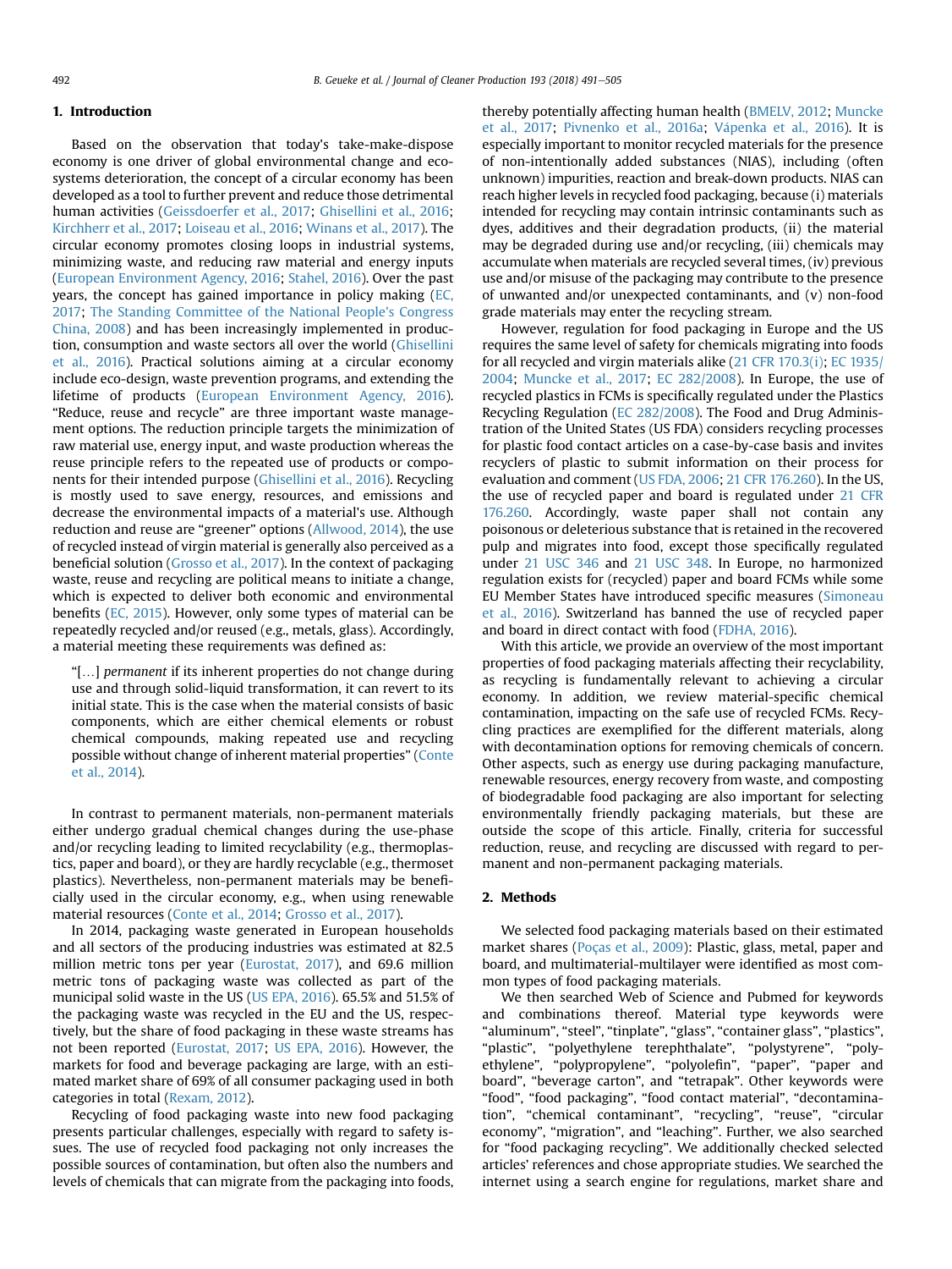## 1. Introduction

Based on the observation that today's take-make-dispose economy is one driver of global environmental change and ecosystems deterioration, the concept of a circular economy has been developed as a tool to further prevent and reduce those detrimental human activities (Geissdoerfer et al., 2017; Ghisellini et al., 2016; Kirchherr et al., 2017; Loiseau et al., 2016; Winans et al., 2017). The circular economy promotes closing loops in industrial systems, minimizing waste, and reducing raw material and energy inputs (European Environment Agency, 2016; Stahel, 2016). Over the past years, the concept has gained importance in policy making (EC, 2017; The Standing Committee of the National People's Congress China, 2008) and has been increasingly implemented in production, consumption and waste sectors all over the world (Ghisellini et al., 2016). Practical solutions aiming at a circular economy include eco-design, waste prevention programs, and extending the lifetime of products (European Environment Agency, 2016). "Reduce, reuse and recycle" are three important waste management options. The reduction principle targets the minimization of raw material use, energy input, and waste production whereas the reuse principle refers to the repeated use of products or components for their intended purpose (Ghisellini et al., 2016). Recycling is mostly used to save energy, resources, and emissions and decrease the environmental impacts of a material's use. Although reduction and reuse are "greener" options (Allwood, 2014), the use of recycled instead of virgin material is generally also perceived as a beneficial solution (Grosso et al., 2017). In the context of packaging waste, reuse and recycling are political means to initiate a change, which is expected to deliver both economic and environmental benefits (EC, 2015). However, only some types of material can be repeatedly recycled and/or reused (e.g., metals, glass). Accordingly, a material meeting these requirements was defined as:

> "[…] *permanent* if its inherent properties do not change during use and through solid-liquid transformation, it can revert to its initial state. This is the case when the material consists of basic components, which are either chemical elements or robust chemical compounds, making repeated use and recycling possible without change of inherent material properties" (Conte et al., 2014).

In contrast to permanent materials, non-permanent materials either undergo gradual chemical changes during the use-phase and/or recycling leading to limited recyclability (e.g., thermoplastics, paper and board), or they are hardly recyclable (e.g., thermoset plastics). Nevertheless, non-permanent materials may be beneficially used in the circular economy, e.g., when using renewable material resources (Conte et al., 2014; Grosso et al., 2017).

In 2014, packaging waste generated in European households and all sectors of the producing industries was estimated at 82.5 million metric tons per year (Eurostat, 2017), and 69.6 million metric tons of packaging waste was collected as part of the municipal solid waste in the US (US EPA, 2016). 65.5% and 51.5% of the packaging waste was recycled in the EU and the US, respectively, but the share of food packaging in these waste streams has not been reported (Eurostat, 2017; US EPA, 2016). However, the markets for food and beverage packaging are large, with an estimated market share of 69% of all consumer packaging used in both categories in total (Rexam, 2012).

Recycling of food packaging waste into new food packaging presents particular challenges, especially with regard to safety issues. The use of recycled food packaging not only increases the possible sources of contamination, but often also the numbers and levels of chemicals that can migrate from the packaging into foods, thereby potentially affecting human health (BMELV, 2012; Muncke et al., 2017; Pivnenko et al., 2016a; Vápenka et al., 2016). It is especially important to monitor recycled materials for the presence of non-intentionally added substances (NIAS), including (often unknown) impurities, reaction and break-down products. NIAS can reach higher levels in recycled food packaging, because (i) materials intended for recycling may contain intrinsic contaminants such as dyes, additives and their degradation products, (ii) the material may be degraded during use and/or recycling, (iii) chemicals may accumulate when materials are recycled several times, (iv) previous use and/or misuse of the packaging may contribute to the presence of unwanted and/or unexpected contaminants, and (v) non-food grade materials may enter the recycling stream.

However, regulation for food packaging in Europe and the US requires the same level of safety for chemicals migrating into foods for all recycled and virgin materials alike (21 CFR 170.3(i); EC 1935/2004; Muncke et al., 2017; EC 282/2008). In Europe, the use of recycled plastics in FCMs is specifically regulated under the Plastics Recycling Regulation (EC 282/2008). The Food and Drug Administration of the United States (US FDA) considers recycling processes for plastic food contact articles on a case-by-case basis and invites recyclers of plastic to submit information on their process for evaluation and comment (US FDA, 2006; 21 CFR 176.260). In the US, the use of recycled paper and board is regulated under 21 CFR 176.260. Accordingly, waste paper shall not contain any poisonous or deleterious substance that is retained in the recovered pulp and migrates into food, except those specifically regulated under 21 USC 346 and 21 USC 348. In Europe, no harmonized regulation exists for (recycled) paper and board FCMs while some EU Member States have introduced specific measures (Simoneau et al., 2016). Switzerland has banned the use of recycled paper and board in direct contact with food (FDHA, 2016).

With this article, we provide an overview of the most important properties of food packaging materials affecting their recyclability, as recycling is fundamentally relevant to achieving a circular economy. In addition, we review material-specific chemical contamination, impacting on the safe use of recycled FCMs. Recycling practices are exemplified for the different materials, along with decontamination options for removing chemicals of concern. Other aspects, such as energy use during packaging manufacture, renewable resources, energy recovery from waste, and composting of biodegradable food packaging are also important for selecting environmentally friendly packaging materials, but these are outside the scope of this article. Finally, criteria for successful reduction, reuse, and recycling are discussed with regard to permanent and non-permanent packaging materials.

## 2. Methods

We selected food packaging materials based on their estimated market shares (Poças et al., 2009): Plastic, glass, metal, paper and board, and multimaterial-multilayer were identified as most common types of food packaging materials.

We then searched Web of Science and Pubmed for keywords and combinations thereof. Material type keywords were "aluminum", "steel", "tinplate", "glass", "container glass", "plastics", "plastic", "polyethylene terephthalate", "polystyrene", "polyethylene", "polypropylene", "polyolefin", "paper", "paper and board", "beverage carton", and "tetrapak". Other keywords were "food", "food packaging", "food contact material", "decontamination", "chemical contaminant", "recycling", "reuse", "circular economy", "migration", and "leaching". Further, we also searched for "food packaging recycling". We additionally checked selected articles' references and chose appropriate studies. We searched the internet using a search engine for regulations, market share and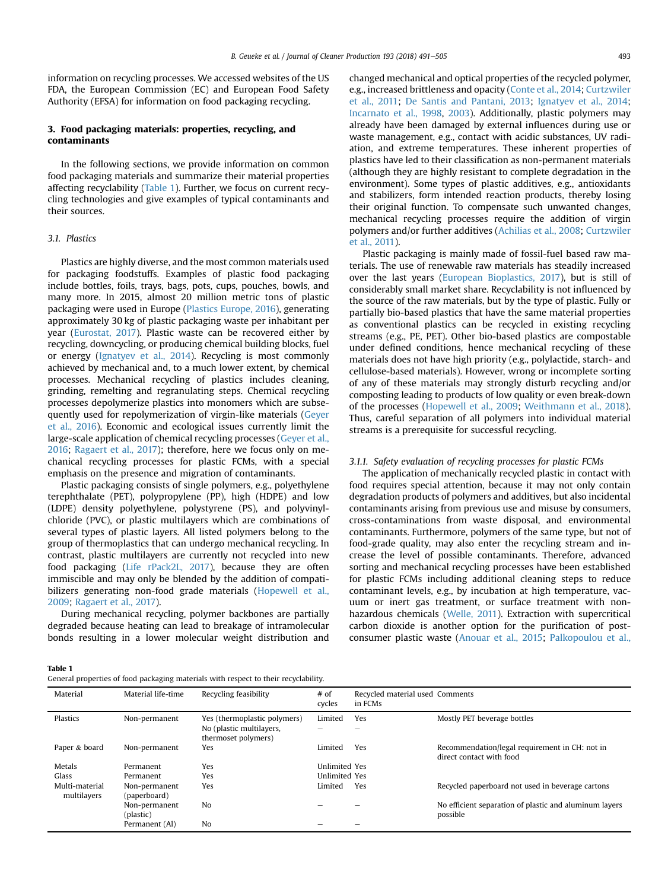information on recycling processes. We accessed websites of the US FDA, the European Commission (EC) and European Food Safety Authority (EFSA) for information on food packaging recycling.

## 3. Food packaging materials: properties, recycling, and contaminants

In the following sections, we provide information on common food packaging materials and summarize their material properties affecting recyclability (Table 1). Further, we focus on current recycling technologies and give examples of typical contaminants and their sources.

### 3.1. Plastics

Plastics are highly diverse, and the most common materials used for packaging foodstuffs. Examples of plastic food packaging include bottles, foils, trays, bags, pots, cups, pouches, bowls, and many more. In 2015, almost 20 million metric tons of plastic packaging were used in Europe (Plastics Europe, 2016), generating approximately 30 kg of plastic packaging waste per inhabitant per year (Eurostat, 2017). Plastic waste can be recovered either by recycling, downcycling, or producing chemical building blocks, fuel or energy (Ignatyev et al., 2014). Recycling is most commonly achieved by mechanical and, to a much lower extent, by chemical processes. Mechanical recycling of plastics includes cleaning, grinding, remelting and regranulating steps. Chemical recycling processes depolymerize plastics into monomers which are subsequently used for repolymerization of virgin-like materials (Geyer et al., 2016). Economic and ecological issues currently limit the large-scale application of chemical recycling processes (Geyer et al., 2016; Ragaert et al., 2017); therefore, here we focus only on mechanical recycling processes for plastic FCMs, with a special emphasis on the presence and migration of contaminants.

Plastic packaging consists of single polymers, e.g., polyethylene terephthalate (PET), polypropylene (PP), high (HDPE) and low (LDPE) density polyethylene, polystyrene (PS), and polyvinylchloride (PVC), or plastic multilayers which are combinations of several types of plastic layers. All listed polymers belong to the group of thermoplastics that can undergo mechanical recycling. In contrast, plastic multilayers are currently not recycled into new food packaging (Life rPack2L, 2017), because they are often immiscible and may only be blended by the addition of compatibilizers generating non-food grade materials (Hopewell et al., 2009; Ragaert et al., 2017).

During mechanical recycling, polymer backbones are partially degraded because heating can lead to breakage of intramolecular bonds resulting in a lower molecular weight distribution and changed mechanical and optical properties of the recycled polymer, e.g., increased brittleness and opacity (Conte et al., 2014; Curtzwiler et al., 2011; De Santis and Pantani, 2013; Ignatyev et al., 2014; Incarnato et al., 1998, 2003). Additionally, plastic polymers may already have been damaged by external influences during use or waste management, e.g., contact with acidic substances, UV radiation, and extreme temperatures. These inherent properties of plastics have led to their classification as non-permanent materials (although they are highly resistant to complete degradation in the environment). Some types of plastic additives, e.g., antioxidants and stabilizers, form intended reaction products, thereby losing their original function. To compensate such unwanted changes, mechanical recycling processes require the addition of virgin polymers and/or further additives (Achilias et al., 2008; Curtzwiler et al., 2011).

Plastic packaging is mainly made of fossil-fuel based raw materials. The use of renewable raw materials has steadily increased over the last years (European Bioplastics, 2017), but is still of considerably small market share. Recyclability is not influenced by the source of the raw materials, but by the type of plastic. Fully or partially bio-based plastics that have the same material properties as conventional plastics can be recycled in existing recycling streams (e.g., PE, PET). Other bio-based plastics are compostable under defined conditions, hence mechanical recycling of these materials does not have high priority (e.g., polylactide, starch- and cellulose-based materials). However, wrong or incomplete sorting of any of these materials may strongly disturb recycling and/or composting leading to products of low quality or even break-down of the processes (Hopewell et al., 2009; Weithmann et al., 2018). Thus, careful separation of all polymers into individual material streams is a prerequisite for successful recycling.

#### 3.1.1. Safety evaluation of recycling processes for plastic FCMs

The application of mechanically recycled plastic in contact with food requires special attention, because it may not only contain degradation products of polymers and additives, but also incidental contaminants arising from previous use and misuse by consumers, cross-contaminations from waste disposal, and environmental contaminants. Furthermore, polymers of the same type, but not of food-grade quality, may also enter the recycling stream and increase the level of possible contaminants. Therefore, advanced sorting and mechanical recycling processes have been established for plastic FCMs including additional cleaning steps to reduce contaminant levels, e.g., by incubation at high temperature, vacuum or inert gas treatment, or surface treatment with non-hazardous chemicals (Welle, 2011). Extraction with supercritical carbon dioxide is another option for the purification of post-consumer plastic waste (Anouar et al., 2015; Palkopoulou et al.,

**Table 1**
General properties of food packaging materials with respect to their recyclability.

| Material | Material life-time | Recycling feasibility | # of cycles | Recycled material used in FCMs | Comments |
|---|---|---|---|---|---|
| Plastics | Non-permanent | Yes (thermoplastic polymers) | Limited | Yes | Mostly PET beverage bottles |
| | | No (plastic multilayers, thermoset polymers) | – | – | |
| Paper & board | Non-permanent | Yes | Limited | Yes | Recommendation/legal requirement in CH: not in direct contact with food |
| Metals | Permanent | Yes | Unlimited | Yes | |
| Glass | Permanent | Yes | Unlimited | Yes | |
| Multi-material multilayers | Non-permanent (paperboard) | Yes | Limited | Yes | Recycled paperboard not used in beverage cartons |
| | Non-permanent (plastic) | No | – | – | No efficient separation of plastic and aluminum layers possible |
| | Permanent (Al) | No | – | – | |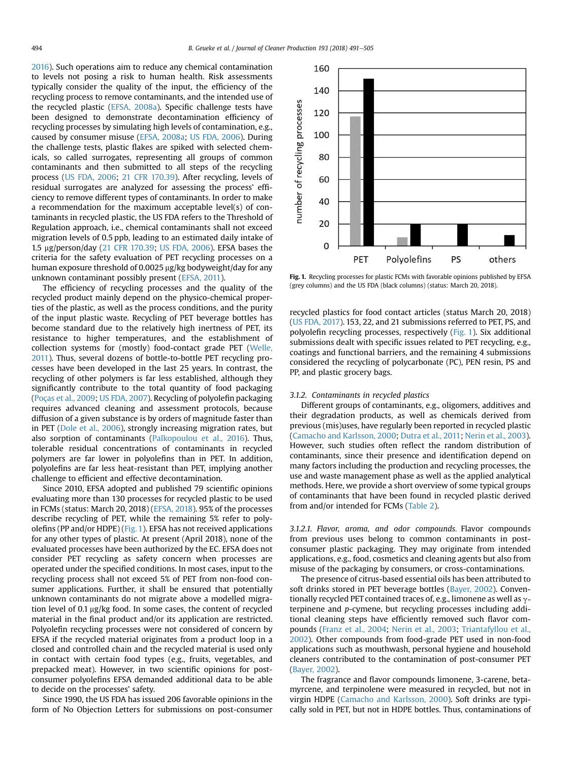2016). Such operations aim to reduce any chemical contamination to levels not posing a risk to human health. Risk assessments typically consider the quality of the input, the efficiency of the recycling process to remove contaminants, and the intended use of the recycled plastic (EFSA, 2008a). Specific challenge tests have been designed to demonstrate decontamination efficiency of recycling processes by simulating high levels of contamination, e.g., caused by consumer misuse (EFSA, 2008a; US FDA, 2006). During the challenge tests, plastic flakes are spiked with selected chemicals, so called surrogates, representing all groups of common contaminants and then submitted to all steps of the recycling process (US FDA, 2006; 21 CFR 170.39). After recycling, levels of residual surrogates are analyzed for assessing the process' efficiency to remove different types of contaminants. In order to make a recommendation for the maximum acceptable level(s) of contaminants in recycled plastic, the US FDA refers to the Threshold of Regulation approach, i.e., chemical contaminants shall not exceed migration levels of 0.5 ppb, leading to an estimated daily intake of 1.5 μg/person/day (21 CFR 170.39; US FDA, 2006). EFSA bases the criteria for the safety evaluation of PET recycling processes on a human exposure threshold of 0.0025 μg/kg bodyweight/day for any unknown contaminant possibly present (EFSA, 2011).

The efficiency of recycling processes and the quality of the recycled product mainly depend on the physico-chemical properties of the plastic, as well as the process conditions, and the purity of the input plastic waste. Recycling of PET beverage bottles has become standard due to the relatively high inertness of PET, its resistance to higher temperatures, and the establishment of collection systems for (mostly) food-contact grade PET (Welle, 2011). Thus, several dozens of bottle-to-bottle PET recycling processes have been developed in the last 25 years. In contrast, the recycling of other polymers is far less established, although they significantly contribute to the total quantity of food packaging (Poças et al., 2009; US FDA, 2007). Recycling of polyolefin packaging requires advanced cleaning and assessment protocols, because diffusion of a given substance is by orders of magnitude faster than in PET (Dole et al., 2006), strongly increasing migration rates, but also sorption of contaminants (Palkopoulou et al., 2016). Thus, tolerable residual concentrations of contaminants in recycled polymers are far lower in polyolefins than in PET. In addition, polyolefins are far less heat-resistant than PET, implying another challenge to efficient and effective decontamination.

Since 2010, EFSA adopted and published 79 scientific opinions evaluating more than 130 processes for recycled plastic to be used in FCMs (status: March 20, 2018) (EFSA, 2018). 95% of the processes describe recycling of PET, while the remaining 5% refer to polyolefins (PP and/or HDPE) (Fig. 1). EFSA has not received applications for any other types of plastic. At present (April 2018), none of the evaluated processes have been authorized by the EC. EFSA does not consider PET recycling as safety concern when processes are operated under the specified conditions. In most cases, input to the recycling process shall not exceed 5% of PET from non-food consumer applications. Further, it shall be ensured that potentially unknown contaminants do not migrate above a modelled migration level of 0.1 μg/kg food. In some cases, the content of recycled material in the final product and/or its application are restricted. Polyolefin recycling processes were not considered of concern by EFSA if the recycled material originates from a product loop in a closed and controlled chain and the recycled material is used only in contact with certain food types (e.g., fruits, vegetables, and prepacked meat). However, in two scientific opinions for post-consumer polyolefins EFSA demanded additional data to be able to decide on the processes' safety.

Since 1990, the US FDA has issued 206 favorable opinions in the form of No Objection Letters for submissions on post-consumer recycled plastics for food contact articles (status March 20, 2018) (US FDA, 2017). 153, 22, and 21 submissions referred to PET, PS, and polyolefin recycling processes, respectively (Fig. 1). Six additional submissions dealt with specific issues related to PET recycling, e.g., coatings and functional barriers, and the remaining 4 submissions considered the recycling of polycarbonate (PC), PEN resin, PS and PP, and plastic grocery bags.

**Fig. 1.** Recycling processes for plastic FCMs with favorable opinions published by EFSA (grey columns) and the US FDA (black columns) (status: March 20, 2018).

### 3.1.2. Contaminants in recycled plastics

Different groups of contaminants, e.g., oligomers, additives and their degradation products, as well as chemicals derived from previous (mis)uses, have regularly been reported in recycled plastic (Camacho and Karlsson, 2000; Dutra et al., 2011; Nerin et al., 2003). However, such studies often reflect the random distribution of contaminants, since their presence and identification depend on many factors including the production and recycling processes, the use and waste management phase as well as the applied analytical methods. Here, we provide a short overview of some typical groups of contaminants that have been found in recycled plastic derived from and/or intended for FCMs (Table 2).

*3.1.2.1. Flavor, aroma, and odor compounds.* Flavor compounds from previous uses belong to common contaminants in post-consumer plastic packaging. They may originate from intended applications, e.g., food, cosmetics and cleaning agents but also from misuse of the packaging by consumers, or cross-contaminations.

The presence of citrus-based essential oils has been attributed to soft drinks stored in PET beverage bottles (Bayer, 2002). Conventionally recycled PET contained traces of, e.g., limonene as well as γ-terpinene and *p*-cymene, but recycling processes including additional cleaning steps have efficiently removed such flavor compounds (Franz et al., 2004; Nerin et al., 2003; Triantafyllou et al., 2002). Other compounds from food-grade PET used in non-food applications such as mouthwash, personal hygiene and household cleaners contributed to the contamination of post-consumer PET (Bayer, 2002).

The fragrance and flavor compounds limonene, 3-carene, beta-myrcene, and terpinolene were measured in recycled, but not in virgin HDPE (Camacho and Karlsson, 2000). Soft drinks are typically sold in PET, but not in HDPE bottles. Thus, contaminations of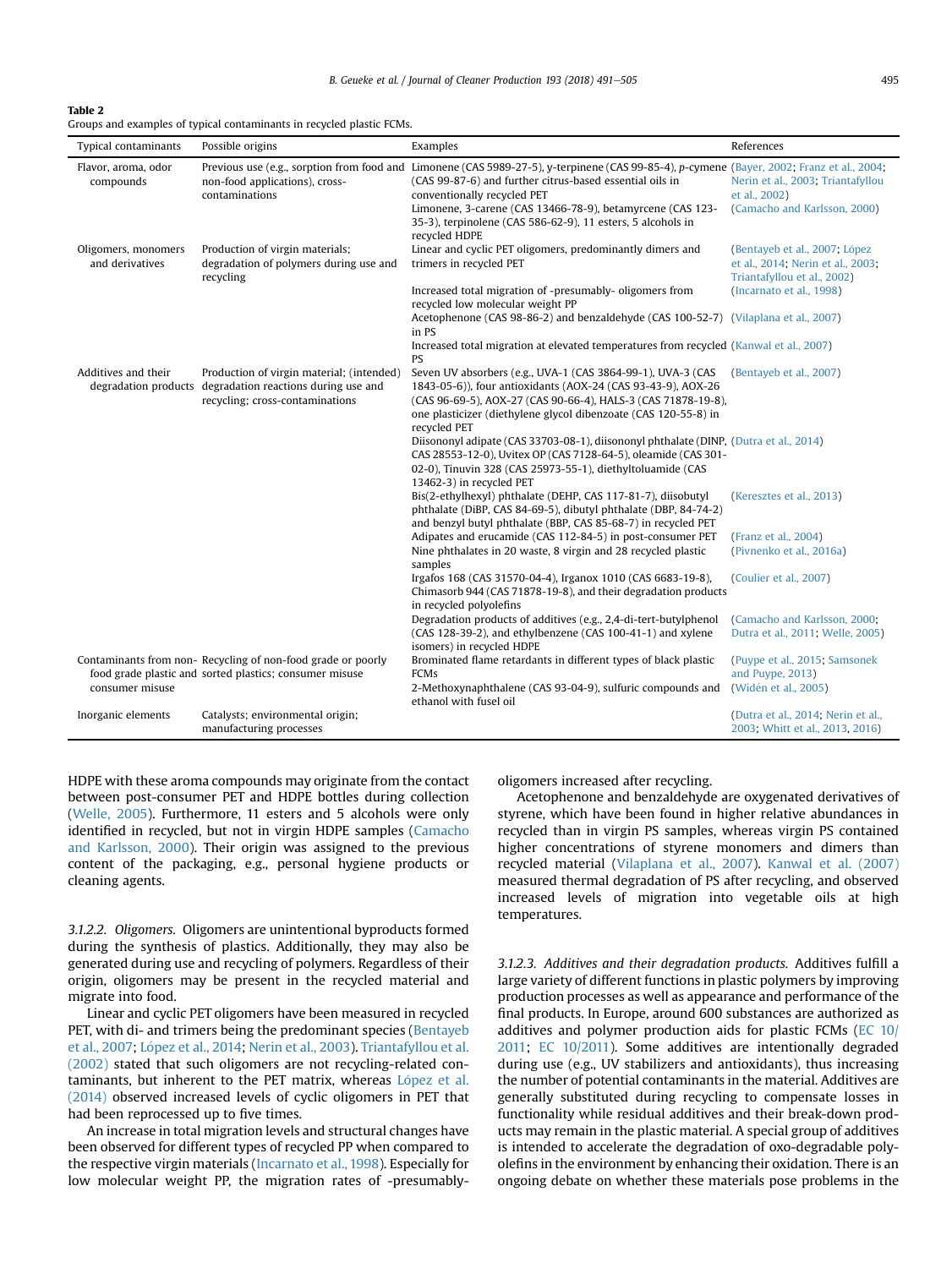**Table 2**
Groups and examples of typical contaminants in recycled plastic FCMs.

| Typical contaminants | Possible origins | Examples | References |
|---|---|---|---|
| Flavor, aroma, odor compounds | Previous use (e.g., sorption from food and non-food applications), cross-contaminations | Limonene (CAS 5989-27-5), γ-terpinene (CAS 99-85-4), *p*-cymene (CAS 99-87-6) and further citrus-based essential oils in conventionally recycled PET | (Bayer, 2002; Franz et al., 2004; Nerin et al., 2003; Triantafyllou et al., 2002) |
| | | Limonene, 3-carene (CAS 13466-78-9), betamyrcene (CAS 123-35-3), terpinolene (CAS 586-62-9), 11 esters, 5 alcohols in recycled HDPE | (Camacho and Karlsson, 2000) |
| Oligomers, monomers and derivatives | Production of virgin materials; degradation of polymers during use and recycling | Linear and cyclic PET oligomers, predominantly dimers and trimers in recycled PET | (Bentayeb et al., 2007; López et al., 2014; Nerin et al., 2003; Triantafyllou et al., 2002) |
| | | Increased total migration of -presumably- oligomers from recycled low molecular weight PP | (Incarnato et al., 1998) |
| | | Acetophenone (CAS 98-86-2) and benzaldehyde (CAS 100-52-7) in PS | (Vilaplana et al., 2007) |
| | | Increased total migration at elevated temperatures from recycled PS | (Kanwal et al., 2007) |
| Additives and their degradation products | Production of virgin material; (intended) degradation reactions during use and recycling; cross-contaminations | Seven UV absorbers (e.g., UVA-1 (CAS 3864-99-1), UVA-3 (CAS 1843-05-6)), four antioxidants (AOX-24 (CAS 93-43-9), AOX-26 (CAS 96-69-5), AOX-27 (CAS 90-66-4), HALS-3 (CAS 71878-19-8), one plasticizer (diethylene glycol dibenzoate (CAS 120-55-8) in recycled PET | (Bentayeb et al., 2007) |
| | | Diisononyl adipate (CAS 33703-08-1), diisononyl phthalate (DINP, CAS 28553-12-0), Uvitex OP (CAS 7128-64-5), oleamide (CAS 301-02-0), Tinuvin 328 (CAS 25973-55-1), diethyltoluamide (CAS 13462-3) in recycled PET | (Dutra et al., 2014) |
| | | Bis(2-ethylhexyl) phthalate (DEHP, CAS 117-81-7), diisobutyl phthalate (DiBP, CAS 84-69-5), dibutyl phthalate (DBP, 84-74-2) and benzyl butyl phthalate (BBP, CAS 85-68-7) in recycled PET | (Keresztes et al., 2013) |
| | | Adipates and erucamide (CAS 112-84-5) in post-consumer PET | (Franz et al., 2004) |
| | | Nine phthalates in 20 waste, 8 virgin and 28 recycled plastic samples | (Pivnenko et al., 2016a) |
| | | Irgafos 168 (CAS 31570-04-4), Irganox 1010 (CAS 6683-19-8), Chimasorb 944 (CAS 71878-19-8), and their degradation products in recycled polyolefins | (Coulier et al., 2007) |
| | | Degradation products of additives (e.g., 2,4-di-tert-butylphenol (CAS 128-39-2), and ethylbenzene (CAS 100-41-1) and xylene isomers) in recycled HDPE | (Camacho and Karlsson, 2000; Dutra et al., 2011; Welle, 2005) |
| Contaminants from non-food grade plastic and consumer misuse | Recycling of non-food grade or poorly sorted plastics; consumer misuse | Brominated flame retardants in different types of black plastic FCMs | (Puype et al., 2015; Samsonek and Puype, 2013) |
| | | 2-Methoxynaphthalene (CAS 93-04-9), sulfuric compounds and ethanol with fusel oil | (Widén et al., 2005) |
| Inorganic elements | Catalysts; environmental origin; manufacturing processes | | (Dutra et al., 2014; Nerin et al., 2003; Whitt et al., 2013, 2016) |

HDPE with these aroma compounds may originate from the contact between post-consumer PET and HDPE bottles during collection (Welle, 2005). Furthermore, 11 esters and 5 alcohols were only identified in recycled, but not in virgin HDPE samples (Camacho and Karlsson, 2000). Their origin was assigned to the previous content of the packaging, e.g., personal hygiene products or cleaning agents.

*3.1.2.2. Oligomers.* Oligomers are unintentional byproducts formed during the synthesis of plastics. Additionally, they may also be generated during use and recycling of polymers. Regardless of their origin, oligomers may be present in the recycled material and migrate into food.

Linear and cyclic PET oligomers have been measured in recycled PET, with di- and trimers being the predominant species (Bentayeb et al., 2007; López et al., 2014; Nerin et al., 2003). Triantafyllou et al. (2002) stated that such oligomers are not recycling-related contaminants, but inherent to the PET matrix, whereas López et al. (2014) observed increased levels of cyclic oligomers in PET that had been reprocessed up to five times.

An increase in total migration levels and structural changes have been observed for different types of recycled PP when compared to the respective virgin materials (Incarnato et al., 1998). Especially for low molecular weight PP, the migration rates of -presumably- oligomers increased after recycling.

Acetophenone and benzaldehyde are oxygenated derivatives of styrene, which have been found in higher relative abundances in recycled than in virgin PS samples, whereas virgin PS contained higher concentrations of styrene monomers and dimers than recycled material (Vilaplana et al., 2007). Kanwal et al. (2007) measured thermal degradation of PS after recycling, and observed increased levels of migration into vegetable oils at high temperatures.

*3.1.2.3. Additives and their degradation products.* Additives fulfill a large variety of different functions in plastic polymers by improving production processes as well as appearance and performance of the final products. In Europe, around 600 substances are authorized as additives and polymer production aids for plastic FCMs (EC 10/2011; EC 10/2011). Some additives are intentionally degraded during use (e.g., UV stabilizers and antioxidants), thus increasing the number of potential contaminants in the material. Additives are generally substituted during recycling to compensate losses in functionality while residual additives and their break-down products may remain in the plastic material. A special group of additives is intended to accelerate the degradation of oxo-degradable polyolefins in the environment by enhancing their oxidation. There is an ongoing debate on whether these materials pose problems in the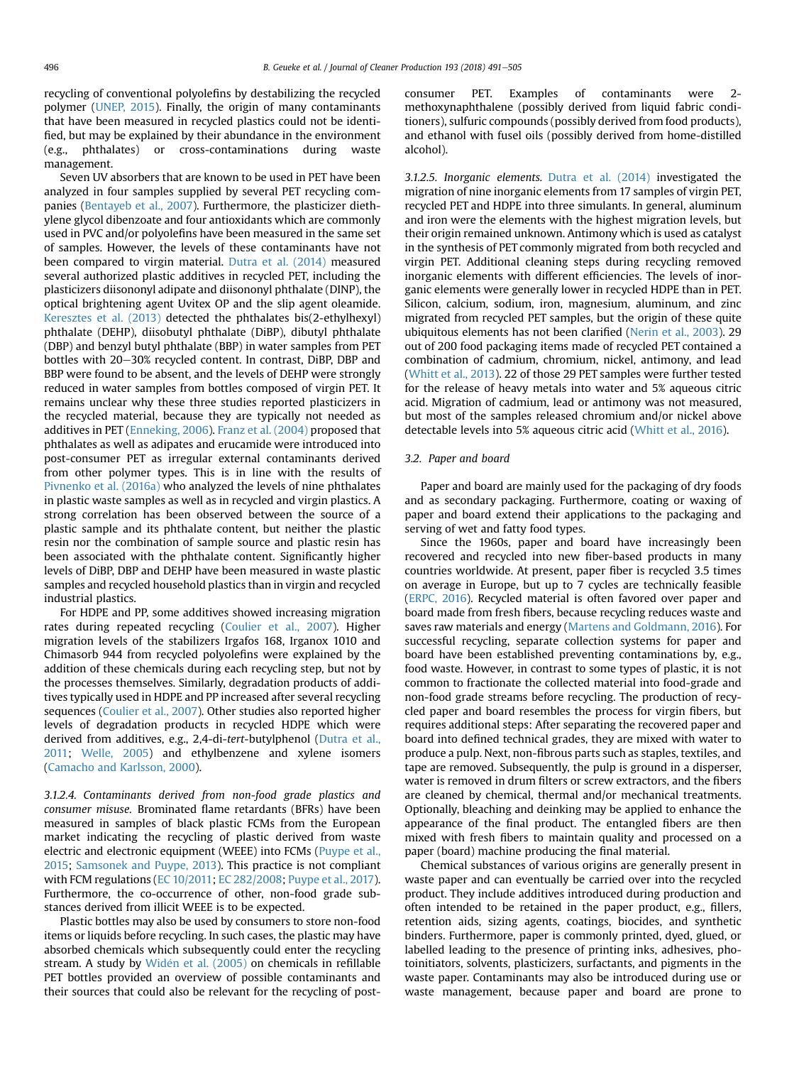recycling of conventional polyolefins by destabilizing the recycled polymer (UNEP, 2015). Finally, the origin of many contaminants that have been measured in recycled plastics could not be identified, but may be explained by their abundance in the environment (e.g., phthalates) or cross-contaminations during waste management.

Seven UV absorbers that are known to be used in PET have been analyzed in four samples supplied by several PET recycling companies (Bentayeb et al., 2007). Furthermore, the plasticizer diethylene glycol dibenzoate and four antioxidants which are commonly used in PVC and/or polyolefins have been measured in the same set of samples. However, the levels of these contaminants have not been compared to virgin material. Dutra et al. (2014) measured several authorized plastic additives in recycled PET, including the plasticizers diisononyl adipate and diisononyl phthalate (DINP), the optical brightening agent Uvitex OP and the slip agent oleamide. Keresztes et al. (2013) detected the phthalates bis(2-ethylhexyl) phthalate (DEHP), diisobutyl phthalate (DiBP), dibutyl phthalate (DBP) and benzyl butyl phthalate (BBP) in water samples from PET bottles with 20–30% recycled content. In contrast, DiBP, DBP and BBP were found to be absent, and the levels of DEHP were strongly reduced in water samples from bottles composed of virgin PET. It remains unclear why these three studies reported plasticizers in the recycled material, because they are typically not needed as additives in PET (Enneking, 2006). Franz et al. (2004) proposed that phthalates as well as adipates and erucamide were introduced into post-consumer PET as irregular external contaminants derived from other polymer types. This is in line with the results of Pivnenko et al. (2016a) who analyzed the levels of nine phthalates in plastic waste samples as well as in recycled and virgin plastics. A strong correlation has been observed between the source of a plastic sample and its phthalate content, but neither the plastic resin nor the combination of sample source and plastic resin has been associated with the phthalate content. Significantly higher levels of DiBP, DBP and DEHP have been measured in waste plastic samples and recycled household plastics than in virgin and recycled industrial plastics.

For HDPE and PP, some additives showed increasing migration rates during repeated recycling (Coulier et al., 2007). Higher migration levels of the stabilizers Irgafos 168, Irganox 1010 and Chimasorb 944 from recycled polyolefins were explained by the addition of these chemicals during each recycling step, but not by the processes themselves. Similarly, degradation products of additives typically used in HDPE and PP increased after several recycling sequences (Coulier et al., 2007). Other studies also reported higher levels of degradation products in recycled HDPE which were derived from additives, e.g., 2,4-di-*tert*-butylphenol (Dutra et al., 2011; Welle, 2005) and ethylbenzene and xylene isomers (Camacho and Karlsson, 2000).

*3.1.2.4. Contaminants derived from non-food grade plastics and consumer misuse.* Brominated flame retardants (BFRs) have been measured in samples of black plastic FCMs from the European market indicating the recycling of plastic derived from waste electric and electronic equipment (WEEE) into FCMs (Puype et al., 2015; Samsonek and Puype, 2013). This practice is not compliant with FCM regulations (EC 10/2011; EC 282/2008; Puype et al., 2017). Furthermore, the co-occurrence of other, non-food grade substances derived from illicit WEEE is to be expected.

Plastic bottles may also be used by consumers to store non-food items or liquids before recycling. In such cases, the plastic may have absorbed chemicals which subsequently could enter the recycling stream. A study by Widén et al. (2005) on chemicals in refillable PET bottles provided an overview of possible contaminants and their sources that could also be relevant for the recycling of post-consumer PET. Examples of contaminants were 2-methoxynaphthalene (possibly derived from liquid fabric conditioners), sulfuric compounds (possibly derived from food products), and ethanol with fusel oils (possibly derived from home-distilled alcohol).

*3.1.2.5. Inorganic elements.* Dutra et al. (2014) investigated the migration of nine inorganic elements from 17 samples of virgin PET, recycled PET and HDPE into three simulants. In general, aluminum and iron were the elements with the highest migration levels, but their origin remained unknown. Antimony which is used as catalyst in the synthesis of PET commonly migrated from both recycled and virgin PET. Additional cleaning steps during recycling removed inorganic elements with different efficiencies. The levels of inorganic elements were generally lower in recycled HDPE than in PET. Silicon, calcium, sodium, iron, magnesium, aluminum, and zinc migrated from recycled PET samples, but the origin of these quite ubiquitous elements has not been clarified (Nerin et al., 2003). 29 out of 200 food packaging items made of recycled PET contained a combination of cadmium, chromium, nickel, antimony, and lead (Whitt et al., 2013). 22 of those 29 PET samples were further tested for the release of heavy metals into water and 5% aqueous citric acid. Migration of cadmium, lead or antimony was not measured, but most of the samples released chromium and/or nickel above detectable levels into 5% aqueous citric acid (Whitt et al., 2016).

### 3.2. Paper and board

Paper and board are mainly used for the packaging of dry foods and as secondary packaging. Furthermore, coating or waxing of paper and board extend their applications to the packaging and serving of wet and fatty food types.

Since the 1960s, paper and board have increasingly been recovered and recycled into new fiber-based products in many countries worldwide. At present, paper fiber is recycled 3.5 times on average in Europe, but up to 7 cycles are technically feasible (ERPC, 2016). Recycled material is often favored over paper and board made from fresh fibers, because recycling reduces waste and saves raw materials and energy (Martens and Goldmann, 2016). For successful recycling, separate collection systems for paper and board have been established preventing contaminations by, e.g., food waste. However, in contrast to some types of plastic, it is not common to fractionate the collected material into food-grade and non-food grade streams before recycling. The production of recycled paper and board resembles the process for virgin fibers, but requires additional steps: After separating the recovered paper and board into defined technical grades, they are mixed with water to produce a pulp. Next, non-fibrous parts such as staples, textiles, and tape are removed. Subsequently, the pulp is ground in a disperser, water is removed in drum filters or screw extractors, and the fibers are cleaned by chemical, thermal and/or mechanical treatments. Optionally, bleaching and deinking may be applied to enhance the appearance of the final product. The entangled fibers are then mixed with fresh fibers to maintain quality and processed on a paper (board) machine producing the final material.

Chemical substances of various origins are generally present in waste paper and can eventually be carried over into the recycled product. They include additives introduced during production and often intended to be retained in the paper product, e.g., fillers, retention aids, sizing agents, coatings, biocides, and synthetic binders. Furthermore, paper is commonly printed, dyed, glued, or labelled leading to the presence of printing inks, adhesives, photoinitiators, solvents, plasticizers, surfactants, and pigments in the waste paper. Contaminants may also be introduced during use or waste management, because paper and board are prone to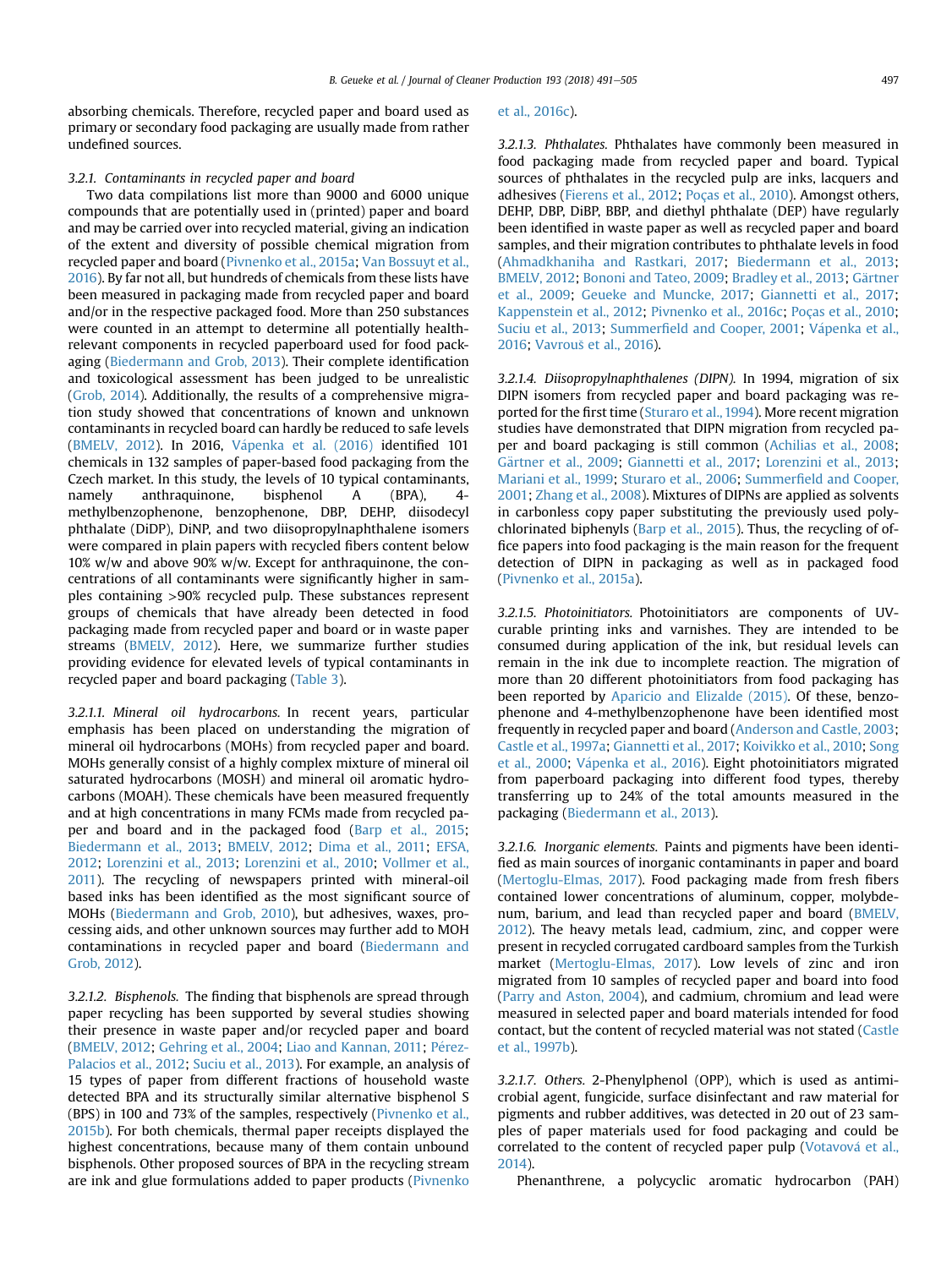absorbing chemicals. Therefore, recycled paper and board used as primary or secondary food packaging are usually made from rather undefined sources.

#### 3.2.1. Contaminants in recycled paper and board

Two data compilations list more than 9000 and 6000 unique compounds that are potentially used in (printed) paper and board and may be carried over into recycled material, giving an indication of the extent and diversity of possible chemical migration from recycled paper and board (Pivnenko et al., 2015a; Van Bossuyt et al., 2016). By far not all, but hundreds of chemicals from these lists have been measured in packaging made from recycled paper and board and/or in the respective packaged food. More than 250 substances were counted in an attempt to determine all potentially health-relevant components in recycled paperboard used for food packaging (Biedermann and Grob, 2013). Their complete identification and toxicological assessment has been judged to be unrealistic (Grob, 2014). Additionally, the results of a comprehensive migration study showed that concentrations of known and unknown contaminants in recycled board can hardly be reduced to safe levels (BMELV, 2012). In 2016, Vápenka et al. (2016) identified 101 chemicals in 132 samples of paper-based food packaging from the Czech market. In this study, the levels of 10 typical contaminants, namely anthraquinone, bisphenol A (BPA), 4-methylbenzophenone, benzophenone, DBP, DEHP, diisodecyl phthalate (DiDP), DiNP, and two diisopropylnaphthalene isomers were compared in plain papers with recycled fibers content below 10% w/w and above 90% w/w. Except for anthraquinone, the concentrations of all contaminants were significantly higher in samples containing >90% recycled pulp. These substances represent groups of chemicals that have already been detected in food packaging made from recycled paper and board or in waste paper streams (BMELV, 2012). Here, we summarize further studies providing evidence for elevated levels of typical contaminants in recycled paper and board packaging (Table 3).

*3.2.1.1. Mineral oil hydrocarbons.* In recent years, particular emphasis has been placed on understanding the migration of mineral oil hydrocarbons (MOHs) from recycled paper and board. MOHs generally consist of a highly complex mixture of mineral oil saturated hydrocarbons (MOSH) and mineral oil aromatic hydrocarbons (MOAH). These chemicals have been measured frequently and at high concentrations in many FCMs made from recycled paper and board and in the packaged food (Barp et al., 2015; Biedermann et al., 2013; BMELV, 2012; Dima et al., 2011; EFSA, 2012; Lorenzini et al., 2013; Lorenzini et al., 2010; Vollmer et al., 2011). The recycling of newspapers printed with mineral-oil based inks has been identified as the most significant source of MOHs (Biedermann and Grob, 2010), but adhesives, waxes, processing aids, and other unknown sources may further add to MOH contaminations in recycled paper and board (Biedermann and Grob, 2012).

*3.2.1.2. Bisphenols.* The finding that bisphenols are spread through paper recycling has been supported by several studies showing their presence in waste paper and/or recycled paper and board (BMELV, 2012; Gehring et al., 2004; Liao and Kannan, 2011; Pérez-Palacios et al., 2012; Suciu et al., 2013). For example, an analysis of 15 types of paper from different fractions of household waste detected BPA and its structurally similar alternative bisphenol S (BPS) in 100 and 73% of the samples, respectively (Pivnenko et al., 2015b). For both chemicals, thermal paper receipts displayed the highest concentrations, because many of them contain unbound bisphenols. Other proposed sources of BPA in the recycling stream are ink and glue formulations added to paper products (Pivnenko et al., 2016c).

*3.2.1.3. Phthalates.* Phthalates have commonly been measured in food packaging made from recycled paper and board. Typical sources of phthalates in the recycled pulp are inks, lacquers and adhesives (Fierens et al., 2012; Poças et al., 2010). Amongst others, DEHP, DBP, DiBP, BBP, and diethyl phthalate (DEP) have regularly been identified in waste paper as well as recycled paper and board samples, and their migration contributes to phthalate levels in food (Ahmadkhaniha and Rastkari, 2017; Biedermann et al., 2013; BMELV, 2012; Bononi and Tateo, 2009; Bradley et al., 2013; Gärtner et al., 2009; Geueke and Muncke, 2017; Giannetti et al., 2017; Kappenstein et al., 2012; Pivnenko et al., 2016c; Poças et al., 2010; Suciu et al., 2013; Summerfield and Cooper, 2001; Vápenka et al., 2016; Vavrouš et al., 2016).

*3.2.1.4. Diisopropylnaphthalenes (DIPN).* In 1994, migration of six DIPN isomers from recycled paper and board packaging was reported for the first time (Sturaro et al., 1994). More recent migration studies have demonstrated that DIPN migration from recycled paper and board packaging is still common (Achilias et al., 2008; Gärtner et al., 2009; Giannetti et al., 2017; Lorenzini et al., 2013; Mariani et al., 1999; Sturaro et al., 2006; Summerfield and Cooper, 2001; Zhang et al., 2008). Mixtures of DIPNs are applied as solvents in carbonless copy paper substituting the previously used polychlorinated biphenyls (Barp et al., 2015). Thus, the recycling of office papers into food packaging is the main reason for the frequent detection of DIPN in packaging as well as in packaged food (Pivnenko et al., 2015a).

*3.2.1.5. Photoinitiators.* Photoinitiators are components of UV-curable printing inks and varnishes. They are intended to be consumed during application of the ink, but residual levels can remain in the ink due to incomplete reaction. The migration of more than 20 different photoinitiators from food packaging has been reported by Aparicio and Elizalde (2015). Of these, benzophenone and 4-methylbenzophenone have been identified most frequently in recycled paper and board (Anderson and Castle, 2003; Castle et al., 1997a; Giannetti et al., 2017; Koivikko et al., 2010; Song et al., 2000; Vápenka et al., 2016). Eight photoinitiators migrated from paperboard packaging into different food types, thereby transferring up to 24% of the total amounts measured in the packaging (Biedermann et al., 2013).

*3.2.1.6. Inorganic elements.* Paints and pigments have been identified as main sources of inorganic contaminants in paper and board (Mertoglu-Elmas, 2017). Food packaging made from fresh fibers contained lower concentrations of aluminum, copper, molybdenum, barium, and lead than recycled paper and board (BMELV, 2012). The heavy metals lead, cadmium, zinc, and copper were present in recycled corrugated cardboard samples from the Turkish market (Mertoglu-Elmas, 2017). Low levels of zinc and iron migrated from 10 samples of recycled paper and board into food (Parry and Aston, 2004), and cadmium, chromium and lead were measured in selected paper and board materials intended for food contact, but the content of recycled material was not stated (Castle et al., 1997b).

*3.2.1.7. Others.* 2-Phenylphenol (OPP), which is used as antimicrobial agent, fungicide, surface disinfectant and raw material for pigments and rubber additives, was detected in 20 out of 23 samples of paper materials used for food packaging and could be correlated to the content of recycled paper pulp (Votavová et al., 2014).

Phenanthrene, a polycyclic aromatic hydrocarbon (PAH)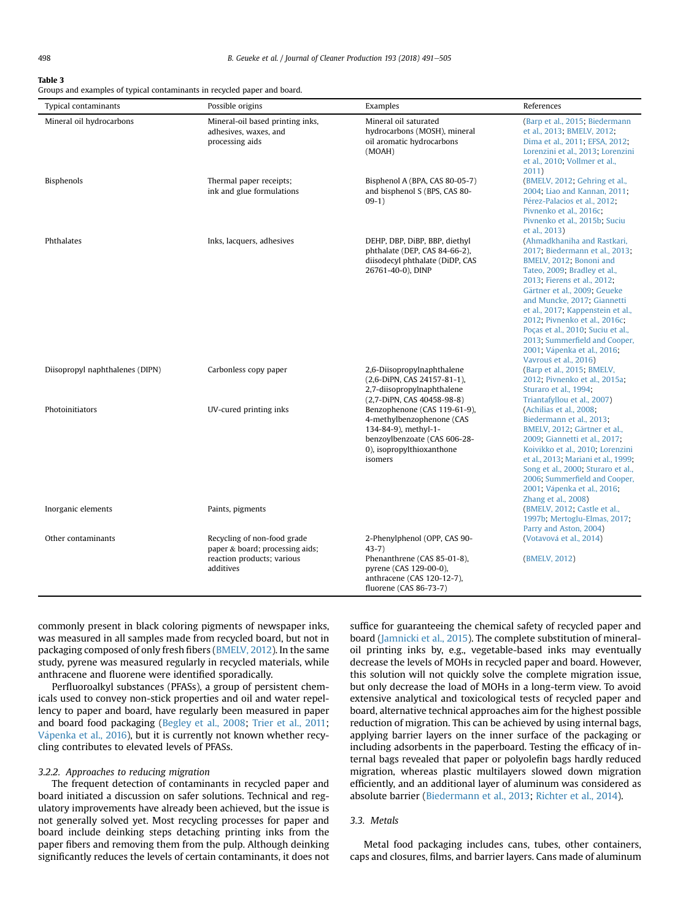**Table 3**
Groups and examples of typical contaminants in recycled paper and board.

| Typical contaminants | Possible origins | Examples | References |
|---|---|---|---|
| Mineral oil hydrocarbons | Mineral-oil based printing inks, adhesives, waxes, and processing aids | Mineral oil saturated hydrocarbons (MOSH), mineral oil aromatic hydrocarbons (MOAH) | (Barp et al., 2015; Biedermann et al., 2013; BMELV, 2012; Dima et al., 2011; EFSA, 2012; Lorenzini et al., 2013; Lorenzini et al., 2010; Vollmer et al., 2011) |
| Bisphenols | Thermal paper receipts; ink and glue formulations | Bisphenol A (BPA, CAS 80-05-7) and bisphenol S (BPS, CAS 80-09-1) | (BMELV, 2012; Gehring et al., 2004; Liao and Kannan, 2011; Pérez-Palacios et al., 2012; Pivnenko et al., 2016c; Pivnenko et al., 2015b; Suciu et al., 2013) |
| Phthalates | Inks, lacquers, adhesives | DEHP, DBP, DiBP, BBP, diethyl phthalate (DEP, CAS 84-66-2), diisodecyl phthalate (DiDP, CAS 26761-40-0), DINP | (Ahmadkhaniha and Rastkari, 2017; Biedermann et al., 2013; BMELV, 2012; Bononi and Tateo, 2009; Bradley et al., 2013; Fierens et al., 2012; Gärtner et al., 2009; Geueke and Muncke, 2017; Giannetti et al., 2017; Kappenstein et al., 2012; Pivnenko et al., 2016c; Poças et al., 2010; Suciu et al., 2013; Summerfield and Cooper, 2001; Vápenka et al., 2016; Vavrouš et al., 2016) |
| Diisopropyl naphthalenes (DIPN) | Carbonless copy paper | 2,6-Diisopropylnaphthalene (2,6-DiPN, CAS 24157-81-1), 2,7-diisopropylnaphthalene (2,7-DiPN, CAS 40458-98-8) | (Barp et al., 2015; BMELV, 2012; Pivnenko et al., 2015a; Sturaro et al., 1994; Triantafyllou et al., 2007) |
| Photoinitiators | UV-cured printing inks | Benzophenone (CAS 119-61-9), 4-methylbenzophenone (CAS 134-84-9), methyl-1-benzoylbenzoate (CAS 606-28-0), isopropylthioxanthone isomers | (Achilias et al., 2008; Biedermann et al., 2013; BMELV, 2012; Gärtner et al., 2009; Giannetti et al., 2017; Koivikko et al., 2010; Lorenzini et al., 2013; Mariani et al., 1999; Song et al., 2000; Sturaro et al., 2006; Summerfield and Cooper, 2001; Vápenka et al., 2016; Zhang et al., 2008) |
| Inorganic elements | Paints, pigments | | (BMELV, 2012; Castle et al., 1997b; Mertoglu-Elmas, 2017; Parry and Aston, 2004) |
| Other contaminants | Recycling of non-food grade paper & board; processing aids; reaction products; various additives | 2-Phenylphenol (OPP, CAS 90-43-7) | (Votavová et al., 2014) |
| | | Phenanthrene (CAS 85-01-8), pyrene (CAS 129-00-0), anthracene (CAS 120-12-7), fluorene (CAS 86-73-7) | (BMELV, 2012) |

commonly present in black coloring pigments of newspaper inks, was measured in all samples made from recycled board, but not in packaging composed of only fresh fibers (BMELV, 2012). In the same study, pyrene was measured regularly in recycled materials, while anthracene and fluorene were identified sporadically.

Perfluoroalkyl substances (PFASs), a group of persistent chemicals used to convey non-stick properties and oil and water repellency to paper and board, have regularly been measured in paper and board food packaging (Begley et al., 2008; Trier et al., 2011; Vápenka et al., 2016), but it is currently not known whether recycling contributes to elevated levels of PFASs.

#### 3.2.2. Approaches to reducing migration

The frequent detection of contaminants in recycled paper and board initiated a discussion on safer solutions. Technical and regulatory improvements have already been achieved, but the issue is not generally solved yet. Most recycling processes for paper and board include deinking steps detaching printing inks from the paper fibers and removing them from the pulp. Although deinking significantly reduces the levels of certain contaminants, it does not suffice for guaranteeing the chemical safety of recycled paper and board (Jamnicki et al., 2015). The complete substitution of mineral-oil printing inks by, e.g., vegetable-based inks may eventually decrease the levels of MOHs in recycled paper and board. However, this solution will not quickly solve the complete migration issue, but only decrease the load of MOHs in a long-term view. To avoid extensive analytical and toxicological tests of recycled paper and board, alternative technical approaches aim for the highest possible reduction of migration. This can be achieved by using internal bags, applying barrier layers on the inner surface of the packaging or including adsorbents in the paperboard. Testing the efficacy of internal bags revealed that paper or polyolefin bags hardly reduced migration, whereas plastic multilayers slowed down migration efficiently, and an additional layer of aluminum was considered as absolute barrier (Biedermann et al., 2013; Richter et al., 2014).

### 3.3. Metals

Metal food packaging includes cans, tubes, other containers, caps and closures, films, and barrier layers. Cans made of aluminum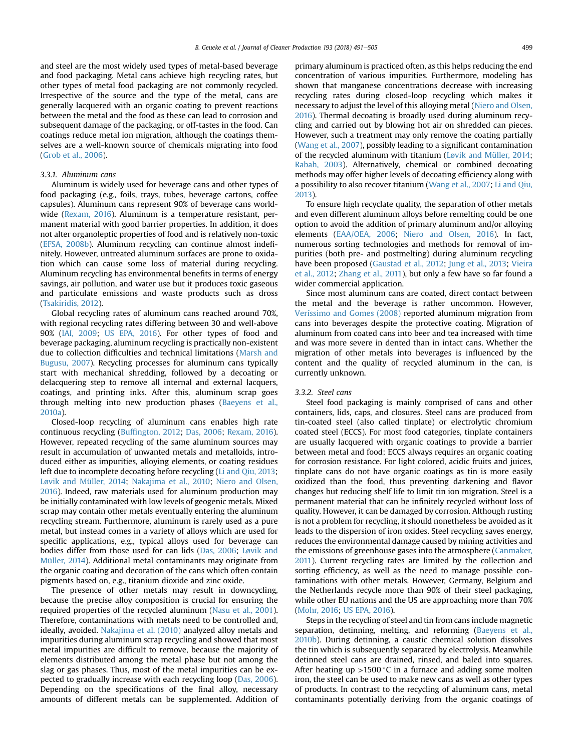and steel are the most widely used types of metal-based beverage and food packaging. Metal cans achieve high recycling rates, but other types of metal food packaging are not commonly recycled. Irrespective of the source and the type of the metal, cans are generally lacquered with an organic coating to prevent reactions between the metal and the food as these can lead to corrosion and subsequent damage of the packaging, or off-tastes in the food. Can coatings reduce metal ion migration, although the coatings themselves are a well-known source of chemicals migrating into food (Grob et al., 2006).

#### 3.3.1. Aluminum cans

Aluminum is widely used for beverage cans and other types of food packaging (e.g., foils, trays, tubes, beverage cartons, coffee capsules). Aluminum cans represent 90% of beverage cans worldwide (Rexam, 2016). Aluminum is a temperature resistant, permanent material with good barrier properties. In addition, it does not alter organoleptic properties of food and is relatively non-toxic (EFSA, 2008b). Aluminum recycling can continue almost indefinitely. However, untreated aluminum surfaces are prone to oxidation which can cause some loss of material during recycling. Aluminum recycling has environmental benefits in terms of energy savings, air pollution, and water use but it produces toxic gaseous and particulate emissions and waste products such as dross (Tsakiridis, 2012).

Global recycling rates of aluminum cans reached around 70%, with regional recycling rates differing between 30 and well-above 90% (IAI, 2009; US EPA, 2016). For other types of food and beverage packaging, aluminum recycling is practically non-existent due to collection difficulties and technical limitations (Marsh and Bugusu, 2007). Recycling processes for aluminum cans typically start with mechanical shredding, followed by a decoating or delacquering step to remove all internal and external lacquers, coatings, and printing inks. After this, aluminum scrap goes through melting into new production phases (Baeyens et al., 2010a).

Closed-loop recycling of aluminum cans enables high rate continuous recycling (Buffington, 2012; Das, 2006; Rexam, 2016). However, repeated recycling of the same aluminum sources may result in accumulation of unwanted metals and metalloids, introduced either as impurities, alloying elements, or coating residues left due to incomplete decoating before recycling (Li and Qiu, 2013; Løvik and Müller, 2014; Nakajima et al., 2010; Niero and Olsen, 2016). Indeed, raw materials used for aluminum production may be initially contaminated with low levels of geogenic metals. Mixed scrap may contain other metals eventually entering the aluminum recycling stream. Furthermore, aluminum is rarely used as a pure metal, but instead comes in a variety of alloys which are used for specific applications, e.g., typical alloys used for beverage can bodies differ from those used for can lids (Das, 2006; Løvik and Müller, 2014). Additional metal contaminants may originate from the organic coating and decoration of the cans which often contain pigments based on, e.g., titanium dioxide and zinc oxide.

The presence of other metals may result in downcycling, because the precise alloy composition is crucial for ensuring the required properties of the recycled aluminum (Nasu et al., 2001). Therefore, contaminations with metals need to be controlled and, ideally, avoided. Nakajima et al. (2010) analyzed alloy metals and impurities during aluminum scrap recycling and showed that most metal impurities are difficult to remove, because the majority of elements distributed among the metal phase but not among the slag or gas phases. Thus, most of the metal impurities can be expected to gradually increase with each recycling loop (Das, 2006). Depending on the specifications of the final alloy, necessary amounts of different metals can be supplemented. Addition of primary aluminum is practiced often, as this helps reducing the end concentration of various impurities. Furthermore, modeling has shown that manganese concentrations decrease with increasing recycling rates during closed-loop recycling which makes it necessary to adjust the level of this alloying metal (Niero and Olsen, 2016). Thermal decoating is broadly used during aluminum recycling and carried out by blowing hot air on shredded can pieces. However, such a treatment may only remove the coating partially (Wang et al., 2007), possibly leading to a significant contamination of the recycled aluminum with titanium (Løvik and Müller, 2014; Rabah, 2003). Alternatively, chemical or combined decoating methods may offer higher levels of decoating efficiency along with a possibility to also recover titanium (Wang et al., 2007; Li and Qiu, 2013).

To ensure high recyclate quality, the separation of other metals and even different aluminum alloys before remelting could be one option to avoid the addition of primary aluminum and/or alloying elements (EAA/OEA, 2006; Niero and Olsen, 2016). In fact, numerous sorting technologies and methods for removal of impurities (both pre- and postmelting) during aluminum recycling have been proposed (Gaustad et al., 2012; Jung et al., 2013; Vieira et al., 2012; Zhang et al., 2011), but only a few have so far found a wider commercial application.

Since most aluminum cans are coated, direct contact between the metal and the beverage is rather uncommon. However, Veríssimo and Gomes (2008) reported aluminum migration from cans into beverages despite the protective coating. Migration of aluminum from coated cans into beer and tea increased with time and was more severe in dented than in intact cans. Whether the migration of other metals into beverages is influenced by the content and the quality of recycled aluminum in the can, is currently unknown.

#### 3.3.2. Steel cans

Steel food packaging is mainly comprised of cans and other containers, lids, caps, and closures. Steel cans are produced from tin-coated steel (also called tinplate) or electrolytic chromium coated steel (ECCS). For most food categories, tinplate containers are usually lacquered with organic coatings to provide a barrier between metal and food; ECCS always requires an organic coating for corrosion resistance. For light colored, acidic fruits and juices, tinplate cans do not have organic coatings as tin is more easily oxidized than the food, thus preventing darkening and flavor changes but reducing shelf life to limit tin ion migration. Steel is a permanent material that can be infinitely recycled without loss of quality. However, it can be damaged by corrosion. Although rusting is not a problem for recycling, it should nonetheless be avoided as it leads to the dispersion of iron oxides. Steel recycling saves energy, reduces the environmental damage caused by mining activities and the emissions of greenhouse gases into the atmosphere (Canmaker, 2011). Current recycling rates are limited by the collection and sorting efficiency, as well as the need to manage possible contaminations with other metals. However, Germany, Belgium and the Netherlands recycle more than 90% of their steel packaging, while other EU nations and the US are approaching more than 70% (Mohr, 2016; US EPA, 2016).

Steps in the recycling of steel and tin from cans include magnetic separation, detinning, melting, and reforming (Baeyens et al., 2010b). During detinning, a caustic chemical solution dissolves the tin which is subsequently separated by electrolysis. Meanwhile detinned steel cans are drained, rinsed, and baled into squares. After heating up >1500 °C in a furnace and adding some molten iron, the steel can be used to make new cans as well as other types of products. In contrast to the recycling of aluminum cans, metal contaminants potentially deriving from the organic coatings of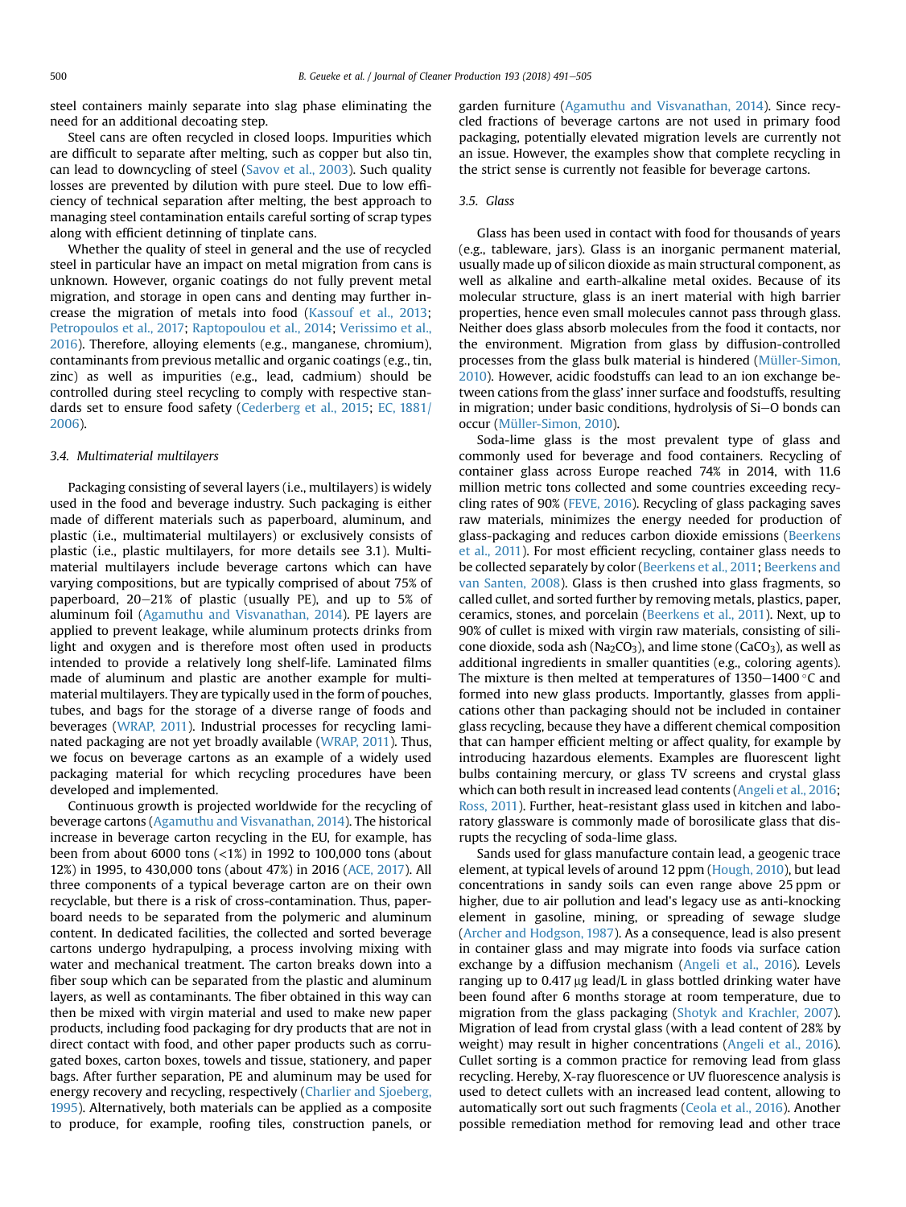steel containers mainly separate into slag phase eliminating the need for an additional decoating step.

Steel cans are often recycled in closed loops. Impurities which are difficult to separate after melting, such as copper but also tin, can lead to downcycling of steel (Savov et al., 2003). Such quality losses are prevented by dilution with pure steel. Due to low efficiency of technical separation after melting, the best approach to managing steel contamination entails careful sorting of scrap types along with efficient detinning of tinplate cans.

Whether the quality of steel in general and the use of recycled steel in particular have an impact on metal migration from cans is unknown. However, organic coatings do not fully prevent metal migration, and storage in open cans and denting may further increase the migration of metals into food (Kassouf et al., 2013; Petropoulos et al., 2017; Raptopoulou et al., 2014; Verissimo et al., 2016). Therefore, alloying elements (e.g., manganese, chromium), contaminants from previous metallic and organic coatings (e.g., tin, zinc) as well as impurities (e.g., lead, cadmium) should be controlled during steel recycling to comply with respective standards set to ensure food safety (Cederberg et al., 2015; EC, 1881/2006).

### 3.4. Multimaterial multilayers

Packaging consisting of several layers (i.e., multilayers) is widely used in the food and beverage industry. Such packaging is either made of different materials such as paperboard, aluminum, and plastic (i.e., multimaterial multilayers) or exclusively consists of plastic (i.e., plastic multilayers, for more details see 3.1). Multimaterial multilayers include beverage cartons which can have varying compositions, but are typically comprised of about 75% of paperboard, 20–21% of plastic (usually PE), and up to 5% of aluminum foil (Agamuthu and Visvanathan, 2014). PE layers are applied to prevent leakage, while aluminum protects drinks from light and oxygen and is therefore most often used in products intended to provide a relatively long shelf-life. Laminated films made of aluminum and plastic are another example for multimaterial multilayers. They are typically used in the form of pouches, tubes, and bags for the storage of a diverse range of foods and beverages (WRAP, 2011). Industrial processes for recycling laminated packaging are not yet broadly available (WRAP, 2011). Thus, we focus on beverage cartons as an example of a widely used packaging material for which recycling procedures have been developed and implemented.

Continuous growth is projected worldwide for the recycling of beverage cartons (Agamuthu and Visvanathan, 2014). The historical increase in beverage carton recycling in the EU, for example, has been from about 6000 tons (<1%) in 1992 to 100,000 tons (about 12%) in 1995, to 430,000 tons (about 47%) in 2016 (ACE, 2017). All three components of a typical beverage carton are on their own recyclable, but there is a risk of cross-contamination. Thus, paperboard needs to be separated from the polymeric and aluminum content. In dedicated facilities, the collected and sorted beverage cartons undergo hydrapulping, a process involving mixing with water and mechanical treatment. The carton breaks down into a fiber soup which can be separated from the plastic and aluminum layers, as well as contaminants. The fiber obtained in this way can then be mixed with virgin material and used to make new paper products, including food packaging for dry products that are not in direct contact with food, and other paper products such as corrugated boxes, carton boxes, towels and tissue, stationery, and paper bags. After further separation, PE and aluminum may be used for energy recovery and recycling, respectively (Charlier and Sjoeberg, 1995). Alternatively, both materials can be applied as a composite to produce, for example, roofing tiles, construction panels, or garden furniture (Agamuthu and Visvanathan, 2014). Since recycled fractions of beverage cartons are not used in primary food packaging, potentially elevated migration levels are currently not an issue. However, the examples show that complete recycling in the strict sense is currently not feasible for beverage cartons.

### 3.5. Glass

Glass has been used in contact with food for thousands of years (e.g., tableware, jars). Glass is an inorganic permanent material, usually made up of silicon dioxide as main structural component, as well as alkaline and earth-alkaline metal oxides. Because of its molecular structure, glass is an inert material with high barrier properties, hence even small molecules cannot pass through glass. Neither does glass absorb molecules from the food it contacts, nor the environment. Migration from glass by diffusion-controlled processes from the glass bulk material is hindered (Müller-Simon, 2010). However, acidic foodstuffs can lead to an ion exchange between cations from the glass' inner surface and foodstuffs, resulting in migration; under basic conditions, hydrolysis of Si–O bonds can occur (Müller-Simon, 2010).

Soda-lime glass is the most prevalent type of glass and commonly used for beverage and food containers. Recycling of container glass across Europe reached 74% in 2014, with 11.6 million metric tons collected and some countries exceeding recycling rates of 90% (FEVE, 2016). Recycling of glass packaging saves raw materials, minimizes the energy needed for production of glass-packaging and reduces carbon dioxide emissions (Beerkens et al., 2011). For most efficient recycling, container glass needs to be collected separately by color (Beerkens et al., 2011; Beerkens and van Santen, 2008). Glass is then crushed into glass fragments, so called cullet, and sorted further by removing metals, plastics, paper, ceramics, stones, and porcelain (Beerkens et al., 2011). Next, up to 90% of cullet is mixed with virgin raw materials, consisting of silicone dioxide, soda ash ($Na_2CO_3$), and lime stone ($CaCO_3$), as well as additional ingredients in smaller quantities (e.g., coloring agents). The mixture is then melted at temperatures of 1350–1400 °C and formed into new glass products. Importantly, glasses from applications other than packaging should not be included in container glass recycling, because they have a different chemical composition that can hamper efficient melting or affect quality, for example by introducing hazardous elements. Examples are fluorescent light bulbs containing mercury, or glass TV screens and crystal glass which can both result in increased lead contents (Angeli et al., 2016; Ross, 2011). Further, heat-resistant glass used in kitchen and laboratory glassware is commonly made of borosilicate glass that disrupts the recycling of soda-lime glass.

Sands used for glass manufacture contain lead, a geogenic trace element, at typical levels of around 12 ppm (Hough, 2010), but lead concentrations in sandy soils can even range above 25 ppm or higher, due to air pollution and lead's legacy use as anti-knocking element in gasoline, mining, or spreading of sewage sludge (Archer and Hodgson, 1987). As a consequence, lead is also present in container glass and may migrate into foods via surface cation exchange by a diffusion mechanism (Angeli et al., 2016). Levels ranging up to 0.417 μg lead/L in glass bottled drinking water have been found after 6 months storage at room temperature, due to migration from the glass packaging (Shotyk and Krachler, 2007). Migration of lead from crystal glass (with a lead content of 28% by weight) may result in higher concentrations (Angeli et al., 2016). Cullet sorting is a common practice for removing lead from glass recycling. Hereby, X-ray fluorescence or UV fluorescence analysis is used to detect cullets with an increased lead content, allowing to automatically sort out such fragments (Ceola et al., 2016). Another possible remediation method for removing lead and other trace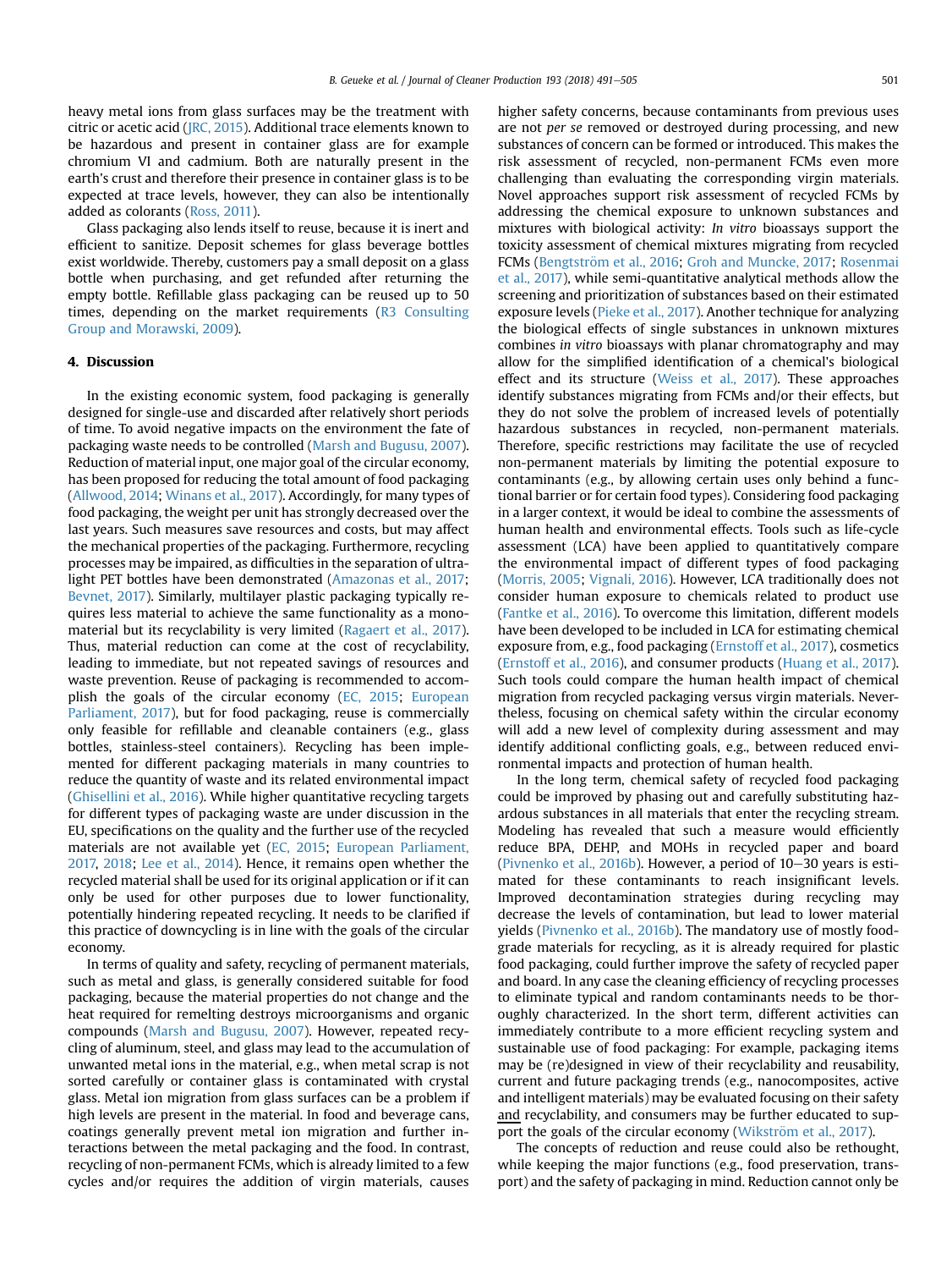heavy metal ions from glass surfaces may be the treatment with citric or acetic acid (JRC, 2015). Additional trace elements known to be hazardous and present in container glass are for example chromium VI and cadmium. Both are naturally present in the earth's crust and therefore their presence in container glass is to be expected at trace levels, however, they can also be intentionally added as colorants (Ross, 2011).

Glass packaging also lends itself to reuse, because it is inert and efficient to sanitize. Deposit schemes for glass beverage bottles exist worldwide. Thereby, customers pay a small deposit on a glass bottle when purchasing, and get refunded after returning the empty bottle. Refillable glass packaging can be reused up to 50 times, depending on the market requirements (R3 Consulting Group and Morawski, 2009).

## 4. Discussion

In the existing economic system, food packaging is generally designed for single-use and discarded after relatively short periods of time. To avoid negative impacts on the environment the fate of packaging waste needs to be controlled (Marsh and Bugusu, 2007). Reduction of material input, one major goal of the circular economy, has been proposed for reducing the total amount of food packaging (Allwood, 2014; Winans et al., 2017). Accordingly, for many types of food packaging, the weight per unit has strongly decreased over the last years. Such measures save resources and costs, but may affect the mechanical properties of the packaging. Furthermore, recycling processes may be impaired, as difficulties in the separation of ultra-light PET bottles have been demonstrated (Amazonas et al., 2017; Bevnet, 2017). Similarly, multilayer plastic packaging typically requires less material to achieve the same functionality as a mono-material but its recyclability is very limited (Ragaert et al., 2017). Thus, material reduction can come at the cost of recyclability, leading to immediate, but not repeated savings of resources and waste prevention. Reuse of packaging is recommended to accomplish the goals of the circular economy (EC, 2015; European Parliament, 2017), but for food packaging, reuse is commercially only feasible for refillable and cleanable containers (e.g., glass bottles, stainless-steel containers). Recycling has been implemented for different packaging materials in many countries to reduce the quantity of waste and its related environmental impact (Ghisellini et al., 2016). While higher quantitative recycling targets for different types of packaging waste are under discussion in the EU, specifications on the quality and the further use of the recycled materials are not available yet (EC, 2015; European Parliament, 2017, 2018; Lee et al., 2014). Hence, it remains open whether the recycled material shall be used for its original application or if it can only be used for other purposes due to lower functionality, potentially hindering repeated recycling. It needs to be clarified if this practice of downcycling is in line with the goals of the circular economy.

In terms of quality and safety, recycling of permanent materials, such as metal and glass, is generally considered suitable for food packaging, because the material properties do not change and the heat required for remelting destroys microorganisms and organic compounds (Marsh and Bugusu, 2007). However, repeated recycling of aluminum, steel, and glass may lead to the accumulation of unwanted metal ions in the material, e.g., when metal scrap is not sorted carefully or container glass is contaminated with crystal glass. Metal ion migration from glass surfaces can be a problem if high levels are present in the material. In food and beverage cans, coatings generally prevent metal ion migration and further interactions between the metal packaging and the food. In contrast, recycling of non-permanent FCMs, which is already limited to a few cycles and/or requires the addition of virgin materials, causes higher safety concerns, because contaminants from previous uses are not *per se* removed or destroyed during processing, and new substances of concern can be formed or introduced. This makes the risk assessment of recycled, non-permanent FCMs even more challenging than evaluating the corresponding virgin materials. Novel approaches support risk assessment of recycled FCMs by addressing the chemical exposure to unknown substances and mixtures with biological activity: *In vitro* bioassays support the toxicity assessment of chemical mixtures migrating from recycled FCMs (Bengtström et al., 2016; Groh and Muncke, 2017; Rosenmai et al., 2017), while semi-quantitative analytical methods allow the screening and prioritization of substances based on their estimated exposure levels (Pieke et al., 2017). Another technique for analyzing the biological effects of single substances in unknown mixtures combines *in vitro* bioassays with planar chromatography and may allow for the simplified identification of a chemical's biological effect and its structure (Weiss et al., 2017). These approaches identify substances migrating from FCMs and/or their effects, but they do not solve the problem of increased levels of potentially hazardous substances in recycled, non-permanent materials. Therefore, specific restrictions may facilitate the use of recycled non-permanent materials by limiting the potential exposure to contaminants (e.g., by allowing certain uses only behind a functional barrier or for certain food types). Considering food packaging in a larger context, it would be ideal to combine the assessments of human health and environmental effects. Tools such as life-cycle assessment (LCA) have been applied to quantitatively compare the environmental impact of different types of food packaging (Morris, 2005; Vignali, 2016). However, LCA traditionally does not consider human exposure to chemicals related to product use (Fantke et al., 2016). To overcome this limitation, different models have been developed to be included in LCA for estimating chemical exposure from, e.g., food packaging (Ernstoff et al., 2017), cosmetics (Ernstoff et al., 2016), and consumer products (Huang et al., 2017). Such tools could compare the human health impact of chemical migration from recycled packaging versus virgin materials. Nevertheless, focusing on chemical safety within the circular economy will add a new level of complexity during assessment and may identify additional conflicting goals, e.g., between reduced environmental impacts and protection of human health.

In the long term, chemical safety of recycled food packaging could be improved by phasing out and carefully substituting hazardous substances in all materials that enter the recycling stream. Modeling has revealed that such a measure would efficiently reduce BPA, DEHP, and MOHs in recycled paper and board (Pivnenko et al., 2016b). However, a period of 10–30 years is estimated for these contaminants to reach insignificant levels. Improved decontamination strategies during recycling may decrease the levels of contamination, but lead to lower material yields (Pivnenko et al., 2016b). The mandatory use of mostly food-grade materials for recycling, as it is already required for plastic food packaging, could further improve the safety of recycled paper and board. In any case the cleaning efficiency of recycling processes to eliminate typical and random contaminants needs to be thoroughly characterized. In the short term, different activities can immediately contribute to a more efficient recycling system and sustainable use of food packaging: For example, packaging items may be (re)designed in view of their recyclability and reusability, current and future packaging trends (e.g., nanocomposites, active and intelligent materials) may be evaluated focusing on their safety and recyclability, and consumers may be further educated to support the goals of the circular economy (Wikström et al., 2017).

The concepts of reduction and reuse could also be rethought, while keeping the major functions (e.g., food preservation, transport) and the safety of packaging in mind. Reduction cannot only be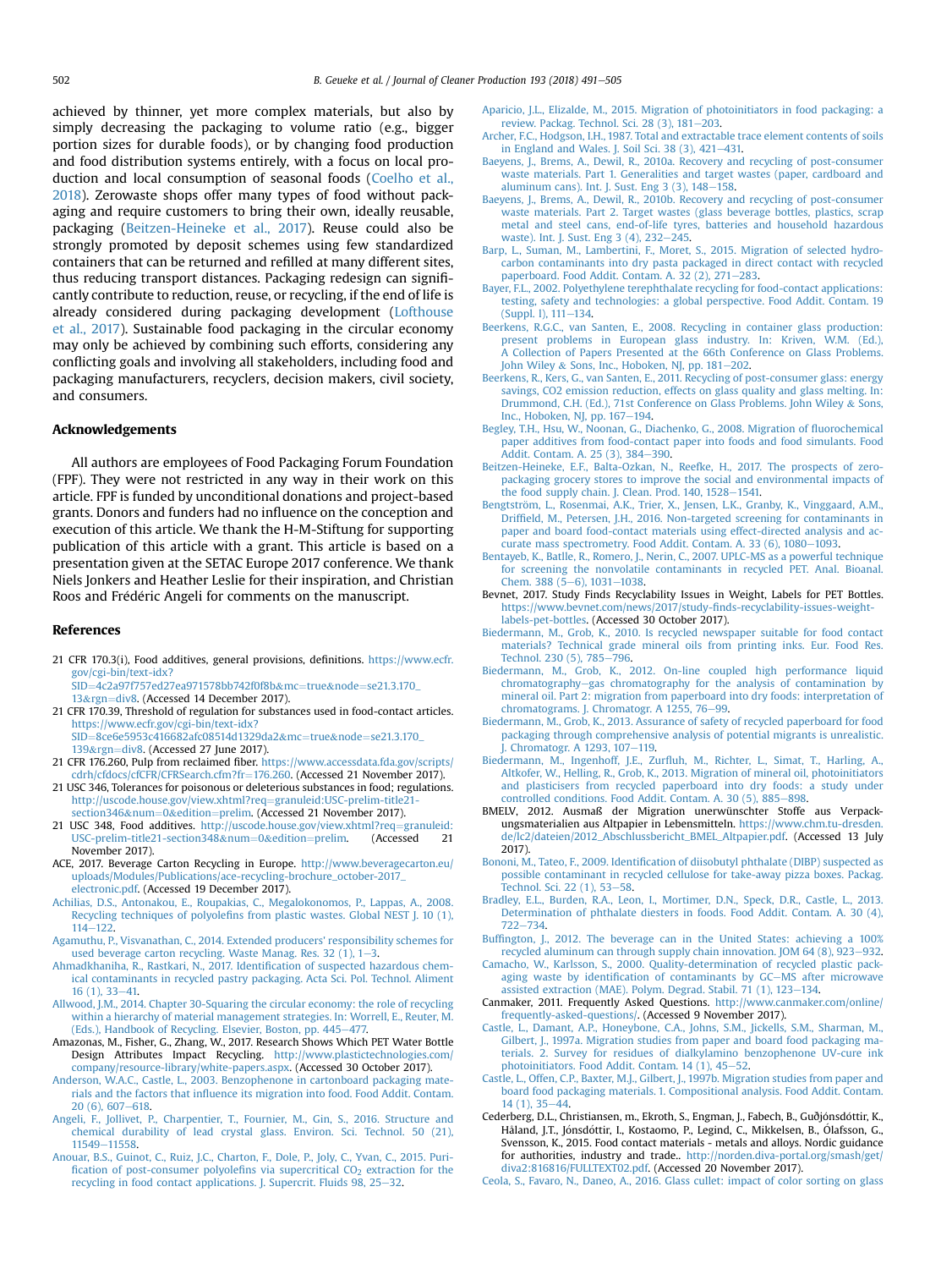achieved by thinner, yet more complex materials, but also by simply decreasing the packaging to volume ratio (e.g., bigger portion sizes for durable foods), or by changing food production and food distribution systems entirely, with a focus on local production and local consumption of seasonal foods (Coelho et al., 2018). Zerowaste shops offer many types of food without packaging and require customers to bring their own, ideally reusable, packaging (Beitzen-Heineke et al., 2017). Reuse could also be strongly promoted by deposit schemes using few standardized containers that can be returned and refilled at many different sites, thus reducing transport distances. Packaging redesign can significantly contribute to reduction, reuse, or recycling, if the end of life is already considered during packaging development (Lofthouse et al., 2017). Sustainable food packaging in the circular economy may only be achieved by combining such efforts, considering any conflicting goals and involving all stakeholders, including food and packaging manufacturers, recyclers, decision makers, civil society, and consumers.

## Acknowledgements

All authors are employees of Food Packaging Forum Foundation (FPF). They were not restricted in any way in their work on this article. FPF is funded by unconditional donations and project-based grants. Donors and funders had no influence on the conception and execution of this article. We thank the H-M-Stiftung for supporting publication of this article with a grant. This article is based on a presentation given at the SETAC Europe 2017 conference. We thank Niels Jonkers and Heather Leslie for their inspiration, and Christian Roos and Frédéric Angeli for comments on the manuscript.

## References

21 CFR 170.3(i), Food additives, general provisions, definitions. https://www.ecfr.gov/cgi-bin/text-idx?SID=4c2a97f757ed27ea971578bb742f0f8b&mc=true&node=se21.3.170_13&rgn=div8. (Accessed 14 December 2017).

21 CFR 170.39, Threshold of regulation for substances used in food-contact articles. https://www.ecfr.gov/cgi-bin/text-idx?SID=8ce6e5953c416682afc08514d1329da2&mc=true&node=se21.3.170_139&rgn=div8. (Accessed 27 June 2017).

21 CFR 176.260, Pulp from reclaimed fiber. https://www.accessdata.fda.gov/scripts/cdrh/cfdocs/cfCFR/CFRSearch.cfm?fr=176.260. (Accessed 21 November 2017).

21 USC 346, Tolerances for poisonous or deleterious substances in food; regulations. http://uscode.house.gov/view.xhtml?req=granuleid:USC-prelim-title21-section346&num=0&edition=prelim. (Accessed 21 November 2017).

21 USC 348, Food additives. http://uscode.house.gov/view.xhtml?req=granuleid:USC-prelim-title21-section348&num=0&edition=prelim. (Accessed 21 November 2017).

ACE, 2017. Beverage Carton Recycling in Europe. http://www.beveragecarton.eu/uploads/Modules/Publications/ace-recycling-brochure_october-2017_electronic.pdf. (Accessed 19 December 2017).

Achilias, D.S., Antonakou, E., Roupakias, C., Megalokonomos, P., Lappas, A., 2008. Recycling techniques of polyolefins from plastic wastes. Global NEST J. 10 (1), 114–122.

Agamuthu, P., Visvanathan, C., 2014. Extended producers' responsibility schemes for used beverage carton recycling. Waste Manag. Res. 32 (1), 1–3.

Ahmadkhaniha, R., Rastkari, N., 2017. Identification of suspected hazardous chemical contaminants in recycled pastry packaging. Acta Sci. Pol. Technol. Aliment 16 (1), 33–41.

Allwood, J.M., 2014. Chapter 30-Squaring the circular economy: the role of recycling within a hierarchy of material management strategies. In: Worrell, E., Reuter, M. (Eds.), Handbook of Recycling. Elsevier, Boston, pp. 445–477.

Amazonas, M., Fisher, G., Zhang, W., 2017. Research Shows Which PET Water Bottle Design Attributes Impact Recycling. http://www.plastictechnologies.com/company/resource-library/white-papers.aspx. (Accessed 30 October 2017).

Anderson, W.A.C., Castle, L., 2003. Benzophenone in cartonboard packaging materials and the factors that influence its migration into food. Food Addit. Contam. 20 (6), 607–618.

Angeli, F., Jollivet, P., Charpentier, T., Fournier, M., Gin, S., 2016. Structure and chemical durability of lead crystal glass. Environ. Sci. Technol. 50 (21), 11549–11558.

Anouar, B.S., Guinot, C., Ruiz, J.C., Charton, F., Dole, P., Joly, C., Yvan, C., 2015. Purification of post-consumer polyolefins via supercritical $CO_2$ extraction for the recycling in food contact applications. J. Supercrit. Fluids 98, 25–32.

Aparicio, J.L., Elizalde, M., 2015. Migration of photoinitiators in food packaging: a review. Packag. Technol. Sci. 28 (3), 181–203.

Archer, F.C., Hodgson, I.H., 1987. Total and extractable trace element contents of soils in England and Wales. J. Soil Sci. 38 (3), 421–431.

Baeyens, J., Brems, A., Dewil, R., 2010a. Recovery and recycling of post-consumer waste materials. Part 1. Generalities and target wastes (paper, cardboard and aluminum cans). Int. J. Sust. Eng 3 (3), 148–158.

Baeyens, J., Brems, A., Dewil, R., 2010b. Recovery and recycling of post-consumer waste materials. Part 2. Target wastes (glass beverage bottles, plastics, scrap metal and steel cans, end-of-life tyres, batteries and household hazardous waste). Int. J. Sust. Eng 3 (4), 232–245.

Barp, L., Suman, M., Lambertini, F., Moret, S., 2015. Migration of selected hydrocarbon contaminants into dry pasta packaged in direct contact with recycled paperboard. Food Addit. Contam. A. 32 (2), 271–283.

Bayer, F.L., 2002. Polyethylene terephthalate recycling for food-contact applications: testing, safety and technologies: a global perspective. Food Addit. Contam. 19 (Suppl. I), 111–134.

Beerkens, R.G.C., van Santen, E., 2008. Recycling in container glass production: present problems in European glass industry. In: Kriven, W.M. (Ed.), A Collection of Papers Presented at the 66th Conference on Glass Problems. John Wiley & Sons, Inc., Hoboken, NJ, pp. 181–202.

Beerkens, R., Kers, G., van Santen, E., 2011. Recycling of post-consumer glass: energy savings, CO2 emission reduction, effects on glass quality and glass melting. In: Drummond, C.H. (Ed.), 71st Conference on Glass Problems. John Wiley & Sons, Inc., Hoboken, NJ, pp. 167–194.

Begley, T.H., Hsu, W., Noonan, G., Diachenko, G., 2008. Migration of fluorochemical paper additives from food-contact paper into foods and food simulants. Food Addit. Contam. A. 25 (3), 384–390.

Beitzen-Heineke, E.F., Balta-Ozkan, N., Reefke, H., 2017. The prospects of zero-packaging grocery stores to improve the social and environmental impacts of the food supply chain. J. Clean. Prod. 140, 1528–1541.

Bengtström, L., Rosenmai, A.K., Trier, X., Jensen, L.K., Granby, K., Vinggaard, A.M., Driffield, M., Petersen, J.H., 2016. Non-targeted screening for contaminants in paper and board food-contact materials using effect-directed analysis and accurate mass spectrometry. Food Addit. Contam. A. 33 (6), 1080–1093.

Bentayeb, K., Batlle, R., Romero, J., Nerin, C., 2007. UPLC-MS as a powerful technique for screening the nonvolatile contaminants in recycled PET. Anal. Bioanal. Chem. 388 (5–6), 1031–1038.

Bevnet, 2017. Study Finds Recyclability Issues in Weight, Labels for PET Bottles. https://www.bevnet.com/news/2017/study-finds-recyclability-issues-weight-labels-pet-bottles. (Accessed 30 October 2017).

Biedermann, M., Grob, K., 2010. Is recycled newspaper suitable for food contact materials? Technical grade mineral oils from printing inks. Eur. Food Res. Technol. 230 (5), 785–796.

Biedermann, M., Grob, K., 2012. On-line coupled high performance liquid chromatography–gas chromatography for the analysis of contamination by mineral oil. Part 2: migration from paperboard into dry foods: interpretation of chromatograms. J. Chromatogr. A 1255, 76–99.

Biedermann, M., Grob, K., 2013. Assurance of safety of recycled paperboard for food packaging through comprehensive analysis of potential migrants is unrealistic. J. Chromatogr. A 1293, 107–119.

Biedermann, M., Ingenhoff, J.E., Zurfluh, M., Richter, L., Simat, T., Harling, A., Altkofer, W., Helling, R., Grob, K., 2013. Migration of mineral oil, photoinitiators and plasticisers from recycled paperboard into dry foods: a study under controlled conditions. Food Addit. Contam. A. 30 (5), 885–898.

BMELV, 2012. Ausmaß der Migration unerwünschter Stoffe aus Verpackungsmaterialien aus Altpapier in Lebensmitteln. https://www.chm.tu-dresden.de/lc2/dateien/2012_Abschlussbericht_BMEL_Altpapier.pdf. (Accessed 13 July 2017).

Bononi, M., Tateo, F., 2009. Identification of diisobutyl phthalate (DIBP) suspected as possible contaminant in recycled cellulose for take-away pizza boxes. Packag. Technol. Sci. 22 (1), 53–58.

Bradley, E.L., Burden, R.A., Leon, I., Mortimer, D.N., Speck, D.R., Castle, L., 2013. Determination of phthalate diesters in foods. Food Addit. Contam. A. 30 (4), 722–734.

Buffington, J., 2012. The beverage can in the United States: achieving a 100% recycled aluminum can through supply chain innovation. JOM 64 (8), 923–932.

Camacho, W., Karlsson, S., 2000. Quality-determination of recycled plastic packaging waste by identification of contaminants by GC–MS after microwave assisted extraction (MAE). Polym. Degrad. Stabil. 71 (1), 123–134.

Canmaker, 2011. Frequently Asked Questions. http://www.canmaker.com/online/frequently-asked-questions/. (Accessed 9 November 2017).

Castle, L., Damant, A.P., Honeybone, C.A., Johns, S.M., Jickells, S.M., Sharman, M., Gilbert, J., 1997a. Migration studies from paper and board food packaging materials. 2. Survey for residues of dialkylamino benzophenone UV-cure ink photoinitiators. Food Addit. Contam. 14 (1), 45–52.

Castle, L., Offen, C.P., Baxter, M.J., Gilbert, J., 1997b. Migration studies from paper and board food packaging materials. 1. Compositional analysis. Food Addit. Contam. 14 (1), 35–44.

Cederberg, D.L., Christiansen, M., Ekroth, S., Engman, J., Fabech, B., Guðjónsdóttir, K., Håland, J.T., Jónsdóttir, I., Kostaomo, P., Legind, C., Mikkelsen, B., Ólafsson, G., Svensson, K., 2015. Food contact materials - metals and alloys. Nordic guidance for authorities, industry and trade.. http://norden.diva-portal.org/smash/get/diva2:816816/FULLTEXT02.pdf. (Accessed 20 November 2017).

Ceola, S., Favaro, N., Daneo, A., 2016. Glass cullet: impact of color sorting on glass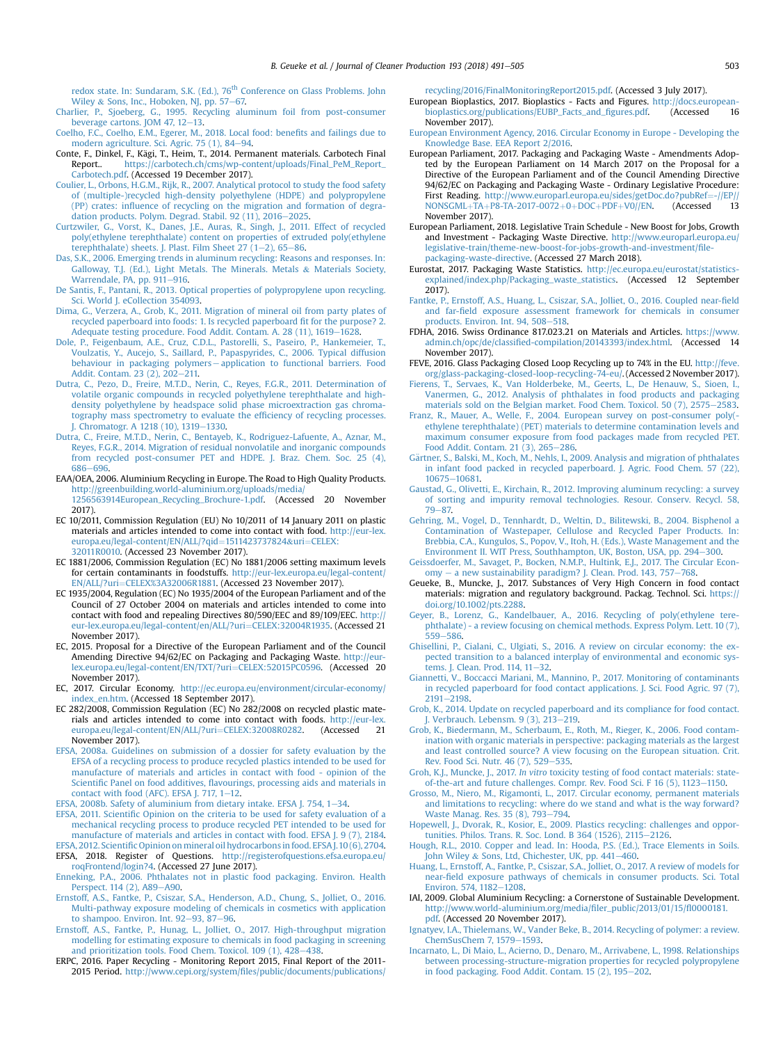redox state. In: Sundaram, S.K. (Ed.), 76th Conference on Glass Problems. John Wiley & Sons, Inc., Hoboken, NJ, pp. 57–67.

Charlier, P., Sjoeberg, G., 1995. Recycling aluminum foil from post-consumer beverage cartons. JOM 47, 12–13.

Coelho, F.C., Coelho, E.M., Egerer, M., 2018. Local food: benefits and failings due to modern agriculture. Sci. Agric. 75 (1), 84–94.

Conte, F., Dinkel, F., Kägi, T., Heim, T., 2014. Permanent materials. Carbotech Final Report.. https://carbotech.ch/cms/wp-content/uploads/Final_PeM_Report_Carbotech.pdf. (Accessed 19 December 2017).

Coulier, L., Orbons, H.G.M., Rijk, R., 2007. Analytical protocol to study the food safety of (multiple-)recycled high-density polyethylene (HDPE) and polypropylene (PP) crates: influence of recycling on the migration and formation of degradation products. Polym. Degrad. Stabil. 92 (11), 2016–2025.

Curtzwiler, G., Vorst, K., Danes, J.E., Auras, R., Singh, J., 2011. Effect of recycled poly(ethylene terephthalate) content on properties of extruded poly(ethylene terephthalate) sheets. J. Plast. Film Sheet 27 (1–2), 65–86.

Das, S.K., 2006. Emerging trends in aluminum recycling: Reasons and responses. In: Galloway, T.J. (Ed.), Light Metals. The Minerals. Metals & Materials Society, Warrendale, PA, pp. 911–916.

De Santis, F., Pantani, R., 2013. Optical properties of polypropylene upon recycling. Sci. World J. eCollection 354093.

Dima, G., Verzera, A., Grob, K., 2011. Migration of mineral oil from party plates of recycled paperboard into foods: 1. Is recycled paperboard fit for the purpose? 2. Adequate testing procedure. Food Addit. Contam. A 28 (11), 1619–1628.

Dole, P., Feigenbaum, A.E., Cruz, C.D.L., Pastorelli, S., Paseiro, P., Hankemeier, T., Voulzatis, Y., Aucejo, S., Saillard, P., Papaspyrides, C., 2006. Typical diffusion behaviour in packaging polymers – application to functional barriers. Food Addit. Contam. 23 (2), 202–211.

Dutra, C., Pezo, D., Freire, M.T.D., Nerin, C., Reyes, F.G.R., 2011. Determination of volatile organic compounds in recycled polyethylene terephthalate and high-density polyethylene by headspace solid phase microextraction gas chromatography mass spectrometry to evaluate the efficiency of recycling processes. J. Chromatogr. A 1218 (10), 1319–1330.

Dutra, C., Freire, M.T.D., Nerin, C., Bentayeb, K., Rodriguez-Lafuente, A., Aznar, M., Reyes, F.G.R., 2014. Migration of residual nonvolatile and inorganic compounds from recycled post-consumer PET and HDPE. J. Braz. Chem. Soc. 25 (4), 686–696.

EAA/OEA, 2006. Aluminium Recycling in Europe. The Road to High Quality Products. http://greenbuilding.world-aluminium.org/uploads/media/1256563914European_Recycling_Brochure-1.pdf. (Accessed 20 November 2017).

EC 10/2011, Commission Regulation (EU) No 10/2011 of 14 January 2011 on plastic materials and articles intended to come into contact with food. http://eur-lex.europa.eu/legal-content/EN/ALL/?qid=1511423737824&uri=CELEX:32011R0010. (Accessed 23 November 2017).

EC 1881/2006, Commission Regulation (EC) No 1881/2006 setting maximum levels for certain contaminants in foodstuffs. http://eur-lex.europa.eu/legal-content/EN/ALL/?uri=CELEX%3A32006R1881. (Accessed 23 November 2017).

EC 1935/2004, Regulation (EC) No 1935/2004 of the European Parliament and of the Council of 27 October 2004 on materials and articles intended to come into contact with food and repealing Directives 80/590/EEC and 89/109/EEC. http://eur-lex.europa.eu/legal-content/en/ALL/?uri=CELEX:32004R1935. (Accessed 21 November 2017).

EC, 2015. Proposal for a Directive of the European Parliament and of the Council Amending Directive 94/62/EC on Packaging and Packaging Waste. http://eur-lex.europa.eu/legal-content/EN/TXT/?uri=CELEX:52015PC0596. (Accessed 20 November 2017).

EC, 2017. Circular Economy. http://ec.europa.eu/environment/circular-economy/index_en.htm. (Accessed 18 September 2017).

EC 282/2008, Commission Regulation (EC) No 282/2008 on recycled plastic materials and articles intended to come into contact with foods. http://eur-lex.europa.eu/legal-content/EN/ALL/?uri=CELEX:32008R0282. (Accessed 21 November 2017).

EFSA, 2008a. Guidelines on submission of a dossier for safety evaluation by the EFSA of a recycling process to produce recycled plastics intended to be used for manufacture of materials and articles in contact with food - opinion of the Scientific Panel on food additives, flavourings, processing aids and materials in contact with food (AFC). EFSA J. 717, 1–12.

EFSA, 2008b. Safety of aluminium from dietary intake. EFSA J. 754, 1–34.

EFSA, 2011. Scientific Opinion on the criteria to be used for safety evaluation of a mechanical recycling process to produce recycled PET intended to be used for manufacture of materials and articles in contact with food. EFSA J. 9 (7), 2184.

EFSA, 2012. Scientific Opinion on mineral oil hydrocarbons in food. EFSA J. 10 (6), 2704.

EFSA, 2018. Register of Questions. http://registerofquestions.efsa.europa.eu/roqFrontend/login?4. (Accessed 27 June 2017).

Enneking, P.A., 2006. Phthalates not in plastic food packaging. Environ. Health Perspect. 114 (2), A89–A90.

Ernstoff, A.S., Fantke, P., Csiszar, S.A., Henderson, A.D., Chung, S., Jolliet, O., 2016. Multi-pathway exposure modeling of chemicals in cosmetics with application to shampoo. Environ. Int. 92–93, 87–96.

Ernstoff, A.S., Fantke, P., Hunag, L., Jolliet, O., 2017. High-throughput migration modelling for estimating exposure to chemicals in food packaging in screening and prioritization tools. Food Chem. Toxicol. 109 (1), 428–438.

ERPC, 2016. Paper Recycling - Monitoring Report 2015, Final Report of the 2011-2015 Period. http://www.cepi.org/system/files/public/documents/publications/recycling/2016/FinalMonitoringReport2015.pdf. (Accessed 3 July 2017).

European Bioplastics, 2017. Bioplastics - Facts and Figures. http://docs.european-bioplastics.org/publications/EUBP_Facts_and_figures.pdf. (Accessed 16 November 2017).

European Environment Agency, 2016. Circular Economy in Europe - Developing the Knowledge Base. EEA Report 2/2016.

European Parliament, 2017. Packaging and Packaging Waste - Amendments Adopted by the European Parliament on 14 March 2017 on the Proposal for a Directive of the European Parliament and of the Council Amending Directive 94/62/EC on Packaging and Packaging Waste - Ordinary Legislative Procedure: First Reading. http://www.europarl.europa.eu/sides/getDoc.do?pubRef=-//EP//NONSGML+TA+P8-TA-2017-0072+0+DOC+PDF+V0//EN. (Accessed 13 November 2017).

European Parliament, 2018. Legislative Train Schedule - New Boost for Jobs, Growth and Investment - Packaging Waste Directive. http://www.europarl.europa.eu/legislative-train/theme-new-boost-for-jobs-growth-and-investment/file-packaging-waste-directive. (Accessed 27 March 2018).

Eurostat, 2017. Packaging Waste Statistics. http://ec.europa.eu/eurostat/statistics-explained/index.php/Packaging_waste_statistics. (Accessed 12 September 2017).

Fantke, P., Ernstoff, A.S., Huang, L., Csiszar, S.A., Jolliet, O., 2016. Coupled near-field and far-field exposure assessment framework for chemicals in consumer products. Environ. Int. 94, 508–518.

FDHA, 2016. Swiss Ordinance 817.023.21 on Materials and Articles. https://www.admin.ch/opc/de/classified-compilation/20143393/index.html. (Accessed 14 November 2017).

FEVE, 2016. Glass Packaging Closed Loop Recycling up to 74% in the EU. http://feve.org/glass-packaging-closed-loop-recycling-74-eu/. (Accessed 2 November 2017).

Fierens, T., Servaes, K., Van Holderbeke, M., Geerts, L., De Henauw, S., Sioen, I., Vanermen, G., 2012. Analysis of phthalates in food products and packaging materials sold on the Belgian market. Food Chem. Toxicol. 50 (7), 2575–2583.

Franz, R., Mauer, A., Welle, F., 2004. European survey on post-consumer poly(ethylene terephthalate) (PET) materials to determine contamination levels and maximum consumer exposure from food packages made from recycled PET. Food Addit. Contam. 21 (3), 265–286.

Gärtner, S., Balski, M., Koch, M., Nehls, I., 2009. Analysis and migration of phthalates in infant food packed in recycled paperboard. J. Agric. Food Chem. 57 (22), 10675–10681.

Gaustad, G., Olivetti, E., Kirchain, R., 2012. Improving aluminum recycling: a survey of sorting and impurity removal technologies. Resour. Conserv. Recycl. 58, 79–87.

Gehring, M., Vogel, D., Tennhardt, D., Weltin, D., Bilitewski, B., 2004. Bisphenol a Contamination of Wastepaper, Cellulose and Recycled Paper Products. In: Brebbia, C.A., Kungulos, S., Popov, V., Itoh, H. (Eds.), Waste Management and the Environment II. WIT Press, Southhampton, UK, Boston, USA, pp. 294–300.

Geissdoerfer, M., Savaget, P., Bocken, N.M.P., Hultink, E.J., 2017. The Circular Economy – a new sustainability paradigm? J. Clean. Prod. 143, 757–768.

Geueke, B., Muncke, J., 2017. Substances of Very High Concern in food contact materials: migration and regulatory background. Packag. Technol. Sci. https://doi.org/10.1002/pts.2288.

Geyer, B., Lorenz, G., Kandelbauer, A., 2016. Recycling of poly(ethylene terephthalate) - a review focusing on chemical methods. Express Polym. Lett. 10 (7), 559–586.

Ghisellini, P., Cialani, C., Ulgiati, S., 2016. A review on circular economy: the expected transition to a balanced interplay of environmental and economic systems. J. Clean. Prod. 114, 11–32.

Giannetti, V., Boccacci Mariani, M., Mannino, P., 2017. Monitoring of contaminants in recycled paperboard for food contact applications. J. Sci. Food Agric. 97 (7), 2191–2198.

Grob, K., 2014. Update on recycled paperboard and its compliance for food contact. J. Verbrauch. Lebensm. 9 (3), 213–219.

Grob, K., Biedermann, M., Scherbaum, E., Roth, M., Rieger, K., 2006. Food contamination with organic materials in perspective: packaging materials as the largest and least controlled source? A view focusing on the European situation. Crit. Rev. Food Sci. Nutr. 46 (7), 529–535.

Groh, K.J., Muncke, J., 2017. *In vitro* toxicity testing of food contact materials: state-of-the-art and future challenges. Compr. Rev. Food Sci. F 16 (5), 1123–1150.

Grosso, M., Niero, M., Rigamonti, L., 2017. Circular economy, permanent materials and limitations to recycling: where do we stand and what is the way forward? Waste Manag. Res. 35 (8), 793–794.

Hopewell, J., Dvorak, R., Kosior, E., 2009. Plastics recycling: challenges and opportunities. Philos. Trans. R. Soc. Lond. B 364 (1526), 2115–2126.

Hough, R.L., 2010. Copper and lead. In: Hooda, P.S. (Ed.), Trace Elements in Soils. John Wiley & Sons, Ltd, Chichester, UK, pp. 441–460.

Huang, L., Ernstoff, A., Fantke, P., Csiszar, S.A., Jolliet, O., 2017. A review of models for near-field exposure pathways of chemicals in consumer products. Sci. Total Environ. 574, 1182–1208.

IAI, 2009. Global Aluminium Recycling: a Cornerstone of Sustainable Development. http://www.world-aluminium.org/media/filer_public/2013/01/15/fl0000181.pdf. (Accessed 20 November 2017).

Ignatyev, I.A., Thielemans, W., Vander Beke, B., 2014. Recycling of polymer: a review. ChemSusChem 7, 1579–1593.

Incarnato, L., Di Maio, L., Acierno, D., Denaro, M., Arrivabene, L., 1998. Relationships between processing-structure-migration properties for recycled polypropylene in food packaging. Food Addit. Contam. 15 (2), 195–202.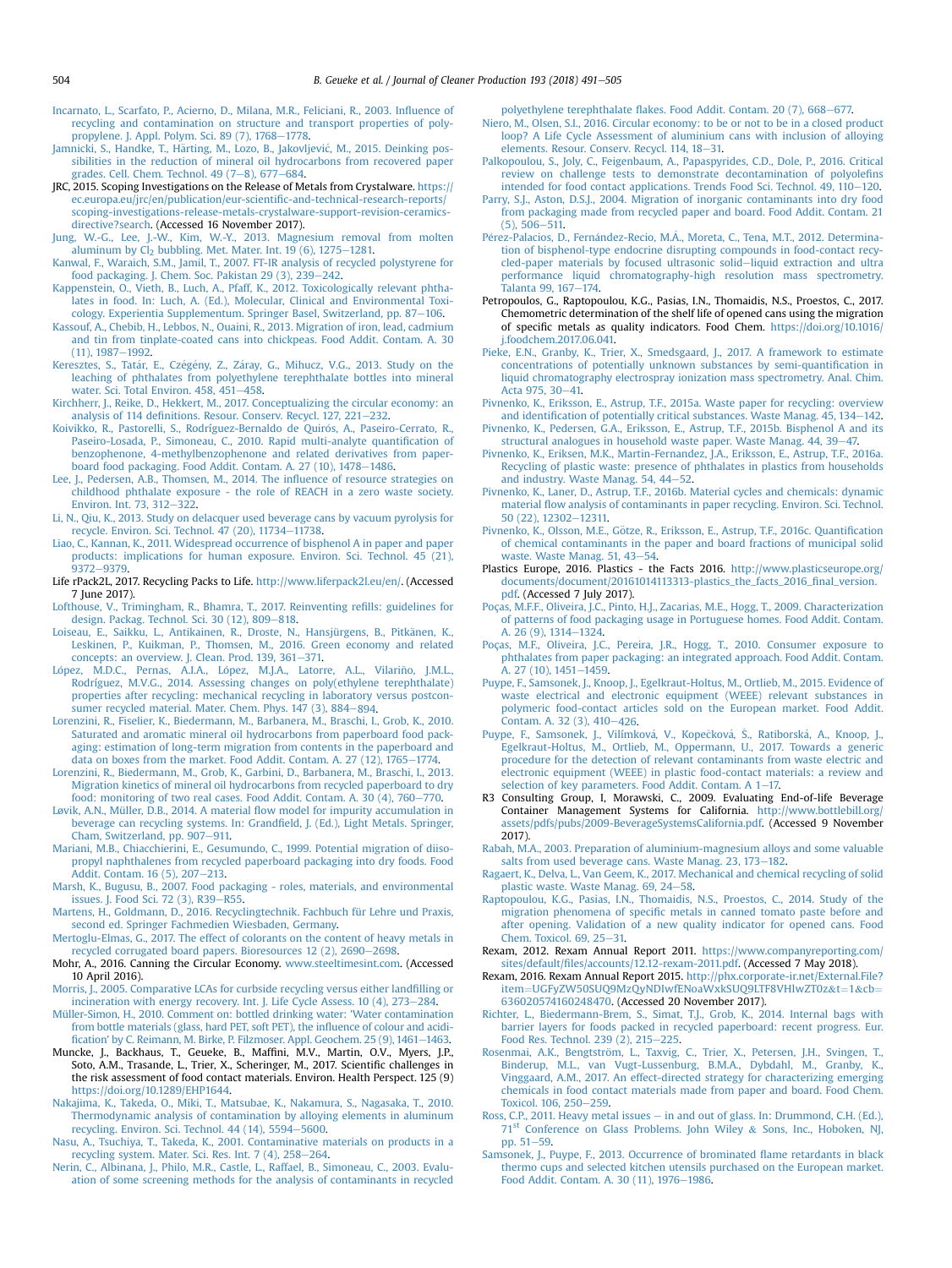Incarnato, L., Scarfato, P., Acierno, D., Milana, M.R., Feliciani, R., 2003. Influence of recycling and contamination on structure and transport properties of polypropylene. J. Appl. Polym. Sci. 89 (7), 1768–1778.

Jamnicki, S., Handke, T., Härting, M., Lozo, B., Jakovljević, M., 2015. Deinking possibilities in the reduction of mineral oil hydrocarbons from recovered paper grades. Cell. Chem. Technol. 49 (7–8), 677–684.

JRC, 2015. Scoping Investigations on the Release of Metals from Crystalware. https://ec.europa.eu/jrc/en/publication/eur-scientific-and-technical-research-reports/scoping-investigations-release-metals-crystalware-support-revision-ceramics-directive?search. (Accessed 16 November 2017).

Jung, W.-G., Lee, J.-W., Kim, W.-Y., 2013. Magnesium removal from molten aluminum by $Cl_2$ bubbling. Met. Mater. Int. 19 (6), 1275–1281.

Kanwal, F., Waraich, S.M., Jamil, T., 2007. FT-IR analysis of recycled polystyrene for food packaging. J. Chem. Soc. Pakistan 29 (3), 239–242.

Kappenstein, O., Vieth, B., Luch, A., Pfaff, K., 2012. Toxicologically relevant phthalates in food. In: Luch, A. (Ed.), Molecular, Clinical and Environmental Toxicology. Experientia Supplementum. Springer Basel, Switzerland, pp. 87–106.

Kassouf, A., Chebib, H., Lebbos, N., Ouaini, R., 2013. Migration of iron, lead, cadmium and tin from tinplate-coated cans into chickpeas. Food Addit. Contam. A. 30 (11), 1987–1992.

Keresztes, S., Tatár, E., Czégény, Z., Záray, G., Mihucz, V.G., 2013. Study on the leaching of phthalates from polyethylene terephthalate bottles into mineral water. Sci. Total Environ. 458, 451–458.

Kirchherr, J., Reike, D., Hekkert, M., 2017. Conceptualizing the circular economy: an analysis of 114 definitions. Resour. Conserv. Recycl. 127, 221–232.

Koivikko, R., Pastorelli, S., Rodríguez-Bernaldo de Quirós, A., Paseiro-Cerrato, R., Paseiro-Losada, P., Simoneau, C., 2010. Rapid multi-analyte quantification of benzophenone, 4-methylbenzophenone and related derivatives from paperboard food packaging. Food Addit. Contam. A. 27 (10), 1478–1486.

Lee, J., Pedersen, A.B., Thomsen, M., 2014. The influence of resource strategies on childhood phthalate exposure - the role of REACH in a zero waste society. Environ. Int. 73, 312–322.

Li, N., Qiu, K., 2013. Study on delacquer used beverage cans by vacuum pyrolysis for recycle. Environ. Sci. Technol. 47 (20), 11734–11738.

Liao, C., Kannan, K., 2011. Widespread occurrence of bisphenol A in paper and paper products: implications for human exposure. Environ. Sci. Technol. 45 (21), 9372–9379.

Life rPack2L, 2017. Recycling Packs to Life. http://www.liferpack2l.eu/en/. (Accessed 7 June 2017).

Lofthouse, V., Trimingham, R., Bhamra, T., 2017. Reinventing refills: guidelines for design. Packag. Technol. Sci. 30 (12), 809–818.

Loiseau, E., Saikku, L., Antikainen, R., Droste, N., Hansjürgens, B., Pitkänen, K., Leskinen, P., Kuikman, P., Thomsen, M., 2016. Green economy and related concepts: an overview. J. Clean. Prod. 139, 361–371.

López, M.D.C., Pernas, A.I.A., López, M.J.A., Latorre, A.L., Vilariño, J.M.L., Rodríguez, M.V.G., 2014. Assessing changes on poly(ethylene terephthalate) properties after recycling: mechanical recycling in laboratory versus postconsumer recycled material. Mater. Chem. Phys. 147 (3), 884–894.

Lorenzini, R., Fiselier, K., Biedermann, M., Barbanera, M., Braschi, I., Grob, K., 2010. Saturated and aromatic mineral oil hydrocarbons from paperboard food packaging: estimation of long-term migration from contents in the paperboard and data on boxes from the market. Food Addit. Contam. A. 27 (12), 1765–1774.

Lorenzini, R., Biedermann, M., Grob, K., Garbini, D., Barbanera, M., Braschi, I., 2013. Migration kinetics of mineral oil hydrocarbons from recycled paperboard to dry food: monitoring of two real cases. Food Addit. Contam. A. 30 (4), 760–770.

Løvik, A.N., Müller, D.B., 2014. A material flow model for impurity accumulation in beverage can recycling systems. In: Grandfield, J. (Ed.), Light Metals. Springer, Cham, Switzerland, pp. 907–911.

Mariani, M.B., Chiacchierini, E., Gesumundo, C., 1999. Potential migration of diisopropyl naphthalenes from recycled paperboard packaging into dry foods. Food Addit. Contam. 16 (5), 207–213.

Marsh, K., Bugusu, B., 2007. Food packaging - roles, materials, and environmental issues. J. Food Sci. 72 (3), R39–R55.

Martens, H., Goldmann, D., 2016. Recyclingtechnik. Fachbuch für Lehre und Praxis, second ed. Springer Fachmedien Wiesbaden, Germany.

Mertoglu-Elmas, G., 2017. The effect of colorants on the content of heavy metals in recycled corrugated board papers. Bioresources 12 (2), 2690–2698.

Mohr, A., 2016. Canning the Circular Economy. www.steeltimesint.com. (Accessed 10 April 2016).

Morris, J., 2005. Comparative LCAs for curbside recycling versus either landfilling or incineration with energy recovery. Int. J. Life Cycle Assess. 10 (4), 273–284.

Müller-Simon, H., 2010. Comment on: bottled drinking water: 'Water contamination from bottle materials (glass, hard PET, soft PET), the influence of colour and acidification' by C. Reimann, M. Birke, P. Filzmoser. Appl. Geochem. 25 (9), 1461–1463.

Muncke, J., Backhaus, T., Geueke, B., Maffini, M.V., Martin, O.V., Myers, J.P., Soto, A.M., Trasande, L., Trier, X., Scheringer, M., 2017. Scientific challenges in the risk assessment of food contact materials. Environ. Health Perspect. 125 (9) https://doi.org/10.1289/EHP1644.

Nakajima, K., Takeda, O., Miki, T., Matsubae, K., Nakamura, S., Nagasaka, T., 2010. Thermodynamic analysis of contamination by alloying elements in aluminum recycling. Environ. Sci. Technol. 44 (14), 5594–5600.

Nasu, A., Tsuchiya, T., Takeda, K., 2001. Contaminative materials on products in a recycling system. Mater. Sci. Res. Int. 7 (4), 258–264.

Nerin, C., Albinana, J., Philo, M.R., Castle, L., Raffael, B., Simoneau, C., 2003. Evaluation of some screening methods for the analysis of contaminants in recycled polyethylene terephthalate flakes. Food Addit. Contam. 20 (7), 668–677.

Niero, M., Olsen, S.I., 2016. Circular economy: to be or not to be in a closed product loop? A Life Cycle Assessment of aluminium cans with inclusion of alloying elements. Resour. Conserv. Recycl. 114, 18–31.

Palkopoulou, S., Joly, C., Feigenbaum, A., Papaspyrides, C.D., Dole, P., 2016. Critical review on challenge tests to demonstrate decontamination of polyolefins intended for food contact applications. Trends Food Sci. Technol. 49, 110–120.

Parry, S.J., Aston, D.S.J., 2004. Migration of inorganic contaminants into dry food from packaging made from recycled paper and board. Food Addit. Contam. 21 (5), 506–511.

Pérez-Palacios, D., Fernández-Recio, M.Á., Moreta, C., Tena, M.T., 2012. Determination of bisphenol-type endocrine disrupting compounds in food-contact recycled-paper materials by focused ultrasonic solid–liquid extraction and ultra performance liquid chromatography-high resolution mass spectrometry. Talanta 99, 167–174.

Petropoulos, G., Raptopoulou, K.G., Pasias, I.N., Thomaidis, N.S., Proestos, C., 2017. Chemometric determination of the shelf life of opened cans using the migration of specific metals as quality indicators. Food Chem. https://doi.org/10.1016/j.foodchem.2017.06.041.

Pieke, E.N., Granby, K., Trier, X., Smedsgaard, J., 2017. A framework to estimate concentrations of potentially unknown substances by semi-quantification in liquid chromatography electrospray ionization mass spectrometry. Anal. Chim. Acta 975, 30–41.

Pivnenko, K., Eriksson, E., Astrup, T.F., 2015a. Waste paper for recycling: overview and identification of potentially critical substances. Waste Manag. 45, 134–142.

Pivnenko, K., Pedersen, G.A., Eriksson, E., Astrup, T.F., 2015b. Bisphenol A and its structural analogues in household waste paper. Waste Manag. 44, 39–47.

Pivnenko, K., Eriksen, M.K., Martin-Fernandez, J.A., Eriksson, E., Astrup, T.F., 2016a. Recycling of plastic waste: presence of phthalates in plastics from households and industry. Waste Manag. 54, 44–52.

Pivnenko, K., Laner, D., Astrup, T.F., 2016b. Material cycles and chemicals: dynamic material flow analysis of contaminants in paper recycling. Environ. Sci. Technol. 50 (22), 12302–12311.

Pivnenko, K., Olsson, M.E., Götze, R., Eriksson, E., Astrup, T.F., 2016c. Quantification of chemical contaminants in the paper and board fractions of municipal solid waste. Waste Manag. 51, 43–54.

Plastics Europe, 2016. Plastics - the Facts 2016. http://www.plasticseurope.org/documents/document/20161014113313-plastics_the_facts_2016_final_version.pdf. (Accessed 7 July 2017).

Poças, M.F.F., Oliveira, J.C., Pinto, H.J., Zacarias, M.E., Hogg, T., 2009. Characterization of patterns of food packaging usage in Portuguese homes. Food Addit. Contam. A. 26 (9), 1314–1324.

Poças, M.F., Oliveira, J.C., Pereira, J.R., Hogg, T., 2010. Consumer exposure to phthalates from paper packaging: an integrated approach. Food Addit. Contam. A. 27 (10), 1451–1459.

Puype, F., Samsonek, J., Knoop, J., Egelkraut-Holtus, M., Ortlieb, M., 2015. Evidence of waste electrical and electronic equipment (WEEE) relevant substances in polymeric food-contact articles sold on the European market. Food Addit. Contam. A. 32 (3), 410–426.

Puype, F., Samsonek, J., Vilímková, V., Kopečková, Š., Ratiborská, A., Knoop, J., Egelkraut-Holtus, M., Ortlieb, M., Oppermann, U., 2017. Towards a generic procedure for the detection of relevant contaminants from waste electric and electronic equipment (WEEE) in plastic food-contact materials: a review and selection of key parameters. Food Addit. Contam. A 1–17.

R3 Consulting Group, I, Morawski, C., 2009. Evaluating End-of-life Beverage Container Management Systems for California. http://www.bottlebill.org/assets/pdfs/pubs/2009-BeverageSystemsCalifornia.pdf. (Accessed 9 November 2017).

Rabah, M.A., 2003. Preparation of aluminium-magnesium alloys and some valuable salts from used beverage cans. Waste Manag. 23, 173–182.

Ragaert, K., Delva, L., Van Geem, K., 2017. Mechanical and chemical recycling of solid plastic waste. Waste Manag. 69, 24–58.

Raptopoulou, K.G., Pasias, I.N., Thomaidis, N.S., Proestos, C., 2014. Study of the migration phenomena of specific metals in canned tomato paste before and after opening. Validation of a new quality indicator for opened cans. Food Chem. Toxicol. 69, 25–31.

Rexam, 2012. Rexam Annual Report 2011. https://www.companyreporting.com/sites/default/files/accounts/12.12-rexam-2011.pdf. (Accessed 7 May 2018).

Rexam, 2016. Rexam Annual Report 2015. http://phx.corporate-ir.net/External.File?item=UGFyZW50SUQ9MzQyNDIwfENoaWxkSUQ9LTF8VHlwZT0z&t=1&cb=636020574160248470. (Accessed 20 November 2017).

Richter, L., Biedermann-Brem, S., Simat, T.J., Grob, K., 2014. Internal bags with barrier layers for foods packed in recycled paperboard: recent progress. Eur. Food Res. Technol. 239 (2), 215–225.

Rosenmai, A.K., Bengtström, L., Taxvig, C., Trier, X., Petersen, J.H., Svingen, T., Binderup, M.L., van Vugt-Lussenburg, B.M.A., Dybdahl, M., Granby, K., Vinggaard, A.M., 2017. An effect-directed strategy for characterizing emerging chemicals in food contact materials made from paper and board. Food Chem. Toxicol. 106, 250–259.

Ross, C.P., 2011. Heavy metal issues – in and out of glass. In: Drummond, C.H. (Ed.), 71st Conference on Glass Problems. John Wiley & Sons, Inc., Hoboken, NJ, pp. 51–59.

Samsonek, J., Puype, F., 2013. Occurrence of brominated flame retardants in black thermo cups and selected kitchen utensils purchased on the European market. Food Addit. Contam. A. 30 (11), 1976–1986.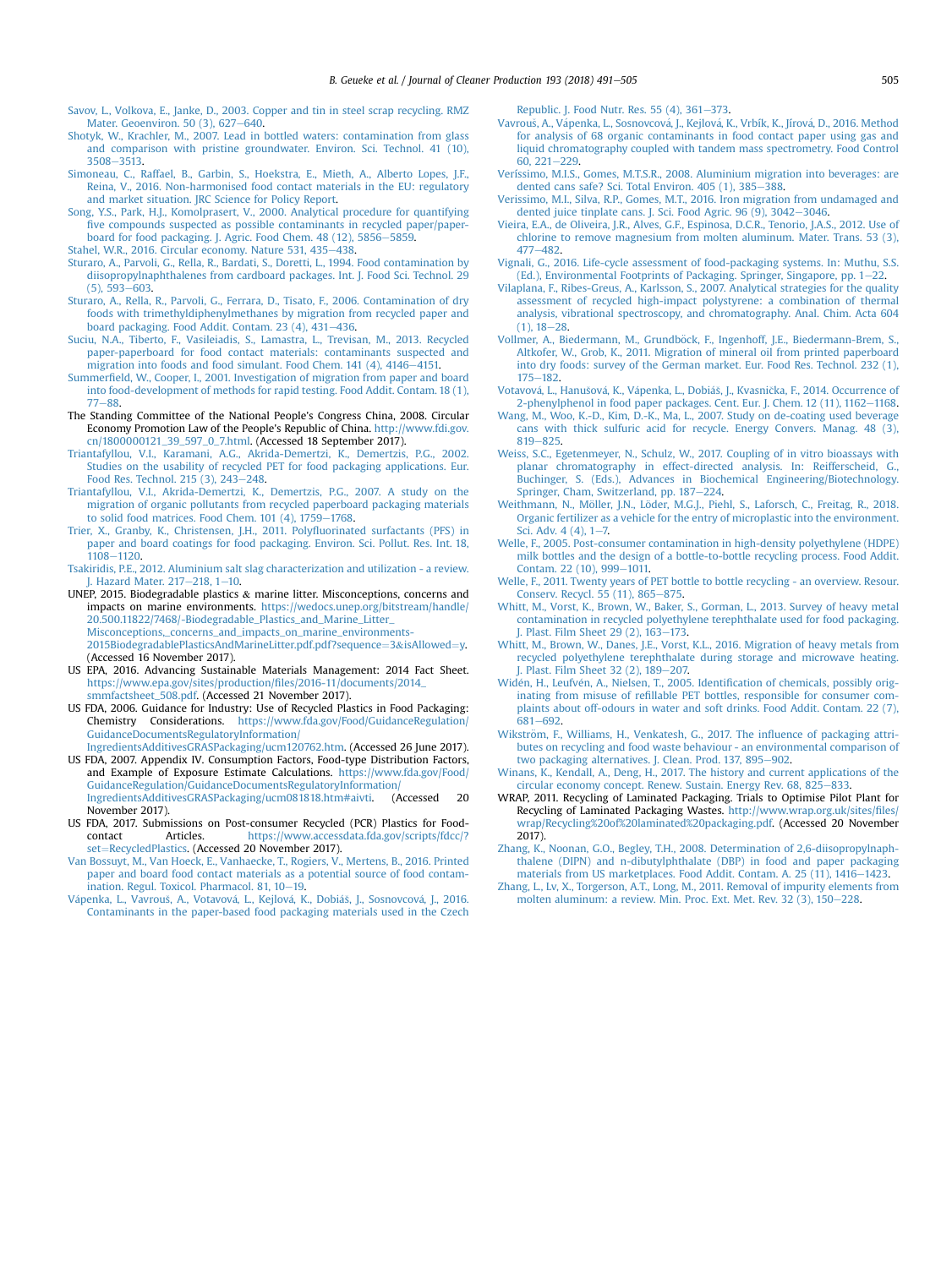Savov, L., Volkova, E., Janke, D., 2003. Copper and tin in steel scrap recycling. RMZ Mater. Geoenviron. 50 (3), 627–640.

Shotyk, W., Krachler, M., 2007. Lead in bottled waters: contamination from glass and comparison with pristine groundwater. Environ. Sci. Technol. 41 (10), 3508–3513.

Simoneau, C., Raffael, B., Garbin, S., Hoekstra, E., Mieth, A., Alberto Lopes, J.F., Reina, V., 2016. Non-harmonised food contact materials in the EU: regulatory and market situation. JRC Science for Policy Report.

Song, Y.S., Park, H.J., Komolprasert, V., 2000. Analytical procedure for quantifying five compounds suspected as possible contaminants in recycled paper/paperboard for food packaging. J. Agric. Food Chem. 48 (12), 5856–5859.

Stahel, W.R., 2016. Circular economy. Nature 531, 435–438.

Sturaro, A., Parvoli, G., Rella, R., Bardati, S., Doretti, L., 1994. Food contamination by diisopropylnaphthalenes from cardboard packages. Int. J. Food Sci. Technol. 29 (5), 593–603.

Sturaro, A., Rella, R., Parvoli, G., Ferrara, D., Tisato, F., 2006. Contamination of dry foods with trimethyldiphenylmethanes by migration from recycled paper and board packaging. Food Addit. Contam. 23 (4), 431–436.

Suciu, N.A., Tiberto, F., Vasileiadis, S., Lamastra, L., Trevisan, M., 2013. Recycled paper-paperboard for food contact materials: contaminants suspected and migration into foods and food simulant. Food Chem. 141 (4), 4146–4151.

Summerfield, W., Cooper, I., 2001. Investigation of migration from paper and board into food-development of methods for rapid testing. Food Addit. Contam. 18 (1), 77–88.

The Standing Committee of the National People's Congress China, 2008. Circular Economy Promotion Law of the People's Republic of China. http://www.fdi.gov.cn/1800000121_39_597_0_7.html. (Accessed 18 September 2017).

Triantafyllou, V.I., Karamani, A.G., Akrida-Demertzi, K., Demertzis, P.G., 2002. Studies on the usability of recycled PET for food packaging applications. Eur. Food Res. Technol. 215 (3), 243–248.

Triantafyllou, V.I., Akrida-Demertzi, K., Demertzis, P.G., 2007. A study on the migration of organic pollutants from recycled paperboard packaging materials to solid food matrices. Food Chem. 101 (4), 1759–1768.

Trier, X., Granby, K., Christensen, J.H., 2011. Polyfluorinated surfactants (PFS) in paper and board coatings for food packaging. Environ. Sci. Pollut. Res. Int. 18, 1108–1120.

Tsakiridis, P.E., 2012. Aluminium salt slag characterization and utilization - a review. J. Hazard Mater. 217–218, 1–10.

UNEP, 2015. Biodegradable plastics & marine litter. Misconceptions, concerns and impacts on marine environments. https://wedocs.unep.org/bitstream/handle/20.500.11822/7468/-Biodegradable_Plastics_and_Marine_Litter_Misconceptions,_concerns_and_impacts_on_marine_environments-2015BiodegradablePlasticsAndMarineLitter.pdf.pdf?sequence=3&isAllowed=y. (Accessed 16 November 2017).

US EPA, 2016. Advancing Sustainable Materials Management: 2014 Fact Sheet. https://www.epa.gov/sites/production/files/2016-11/documents/2014_smmfactsheet_508.pdf. (Accessed 21 November 2017).

US FDA, 2006. Guidance for Industry: Use of Recycled Plastics in Food Packaging: Chemistry Considerations. https://www.fda.gov/Food/GuidanceRegulation/GuidanceDocumentsRegulatoryInformation/IngredientsAdditivesGRASPackaging/ucm120762.htm. (Accessed 26 June 2017).

US FDA, 2007. Appendix IV. Consumption Factors, Food-type Distribution Factors, and Example of Exposure Estimate Calculations. https://www.fda.gov/Food/GuidanceRegulation/GuidanceDocumentsRegulatoryInformation/IngredientsAdditivesGRASPackaging/ucm081818.htm#aivti. (Accessed 20 November 2017).

US FDA, 2017. Submissions on Post-consumer Recycled (PCR) Plastics for Food-contact Articles. https://www.accessdata.fda.gov/scripts/fdcc/?set=RecycledPlastics. (Accessed 20 November 2017).

Van Bossuyt, M., Van Hoeck, E., Vanhaecke, T., Rogiers, V., Mertens, B., 2016. Printed paper and board food contact materials as a potential source of food contamination. Regul. Toxicol. Pharmacol. 81, 10–19.

Vápenka, L., Vavrouš, A., Votavová, L., Kejlová, K., Dobiáš, J., Sosnovcová, J., 2016. Contaminants in the paper-based food packaging materials used in the Czech Republic. J. Food Nutr. Res. 55 (4), 361–373.

Vavrouš, A., Vápenka, L., Sosnovcová, J., Kejlová, K., Vrbík, K., Jírová, D., 2016. Method for analysis of 68 organic contaminants in food contact paper using gas and liquid chromatography coupled with tandem mass spectrometry. Food Control 60, 221–229.

Veríssimo, M.I.S., Gomes, M.T.S.R., 2008. Aluminium migration into beverages: are dented cans safe? Sci. Total Environ. 405 (1), 385–388.

Verissimo, M.I., Silva, R.P., Gomes, M.T., 2016. Iron migration from undamaged and dented juice tinplate cans. J. Sci. Food Agric. 96 (9), 3042–3046.

Vieira, E.A., de Oliveira, J.R., Alves, G.F., Espinosa, D.C.R., Tenorio, J.A.S., 2012. Use of chlorine to remove magnesium from molten aluminum. Mater. Trans. 53 (3), 477–482.

Vignali, G., 2016. Life-cycle assessment of food-packaging systems. In: Muthu, S.S. (Ed.), Environmental Footprints of Packaging. Springer, Singapore, pp. 1–22.

Vilaplana, F., Ribes-Greus, A., Karlsson, S., 2007. Analytical strategies for the quality assessment of recycled high-impact polystyrene: a combination of thermal analysis, vibrational spectroscopy, and chromatography. Anal. Chim. Acta 604 (1), 18–28.

Vollmer, A., Biedermann, M., Grundböck, F., Ingenhoff, J.E., Biedermann-Brem, S., Altkofer, W., Grob, K., 2011. Migration of mineral oil from printed paperboard into dry foods: survey of the German market. Eur. Food Res. Technol. 232 (1), 175–182.

Votavová, L., Hanušová, K., Vápenka, L., Dobiáš, J., Kvasnička, F., 2014. Occurrence of 2-phenylphenol in food paper packages. Cent. Eur. J. Chem. 12 (11), 1162–1168.

Wang, M., Woo, K.-D., Kim, D.-K., Ma, L., 2007. Study on de-coating used beverage cans with thick sulfuric acid for recycle. Energy Convers. Manag. 48 (3), 819–825.

Weiss, S.C., Egetenmeyer, N., Schulz, W., 2017. Coupling of in vitro bioassays with planar chromatography in effect-directed analysis. In: Reifferscheid, G., Buchinger, S. (Eds.), Advances in Biochemical Engineering/Biotechnology. Springer, Cham, Switzerland, pp. 187–224.

Weithmann, N., Möller, J.N., Löder, M.G.J., Piehl, S., Laforsch, C., Freitag, R., 2018. Organic fertilizer as a vehicle for the entry of microplastic into the environment. Sci. Adv. 4 (4), 1–7.

Welle, F., 2005. Post-consumer contamination in high-density polyethylene (HDPE) milk bottles and the design of a bottle-to-bottle recycling process. Food Addit. Contam. 22 (10), 999–1011.

Welle, F., 2011. Twenty years of PET bottle to bottle recycling - an overview. Resour. Conserv. Recycl. 55 (11), 865–875.

Whitt, M., Vorst, K., Brown, W., Baker, S., Gorman, L., 2013. Survey of heavy metal contamination in recycled polyethylene terephthalate used for food packaging. J. Plast. Film Sheet 29 (2), 163–173.

Whitt, M., Brown, W., Danes, J.E., Vorst, K.L., 2016. Migration of heavy metals from recycled polyethylene terephthalate during storage and microwave heating. J. Plast. Film Sheet 32 (2), 189–207.

Widén, H., Leufvén, A., Nielsen, T., 2005. Identification of chemicals, possibly originating from misuse of refillable PET bottles, responsible for consumer complaints about off-odours in water and soft drinks. Food Addit. Contam. 22 (7), 681–692.

Wikström, F., Williams, H., Venkatesh, G., 2017. The influence of packaging attributes on recycling and food waste behaviour - an environmental comparison of two packaging alternatives. J. Clean. Prod. 137, 895–902.

Winans, K., Kendall, A., Deng, H., 2017. The history and current applications of the circular economy concept. Renew. Sustain. Energy Rev. 68, 825–833.

WRAP, 2011. Recycling of Laminated Packaging. Trials to Optimise Pilot Plant for Recycling of Laminated Packaging Wastes. http://www.wrap.org.uk/sites/files/wrap/Recycling%20of%20laminated%20packaging.pdf. (Accessed 20 November 2017).

Zhang, K., Noonan, G.O., Begley, T.H., 2008. Determination of 2,6-diisopropylnaphthalene (DIPN) and n-dibutylphthalate (DBP) in food and paper packaging materials from US marketplaces. Food Addit. Contam. A. 25 (11), 1416–1423.

Zhang, L., Lv, X., Torgerson, A.T., Long, M., 2011. Removal of impurity elements from molten aluminum: a review. Min. Proc. Ext. Met. Rev. 32 (3), 150–228.